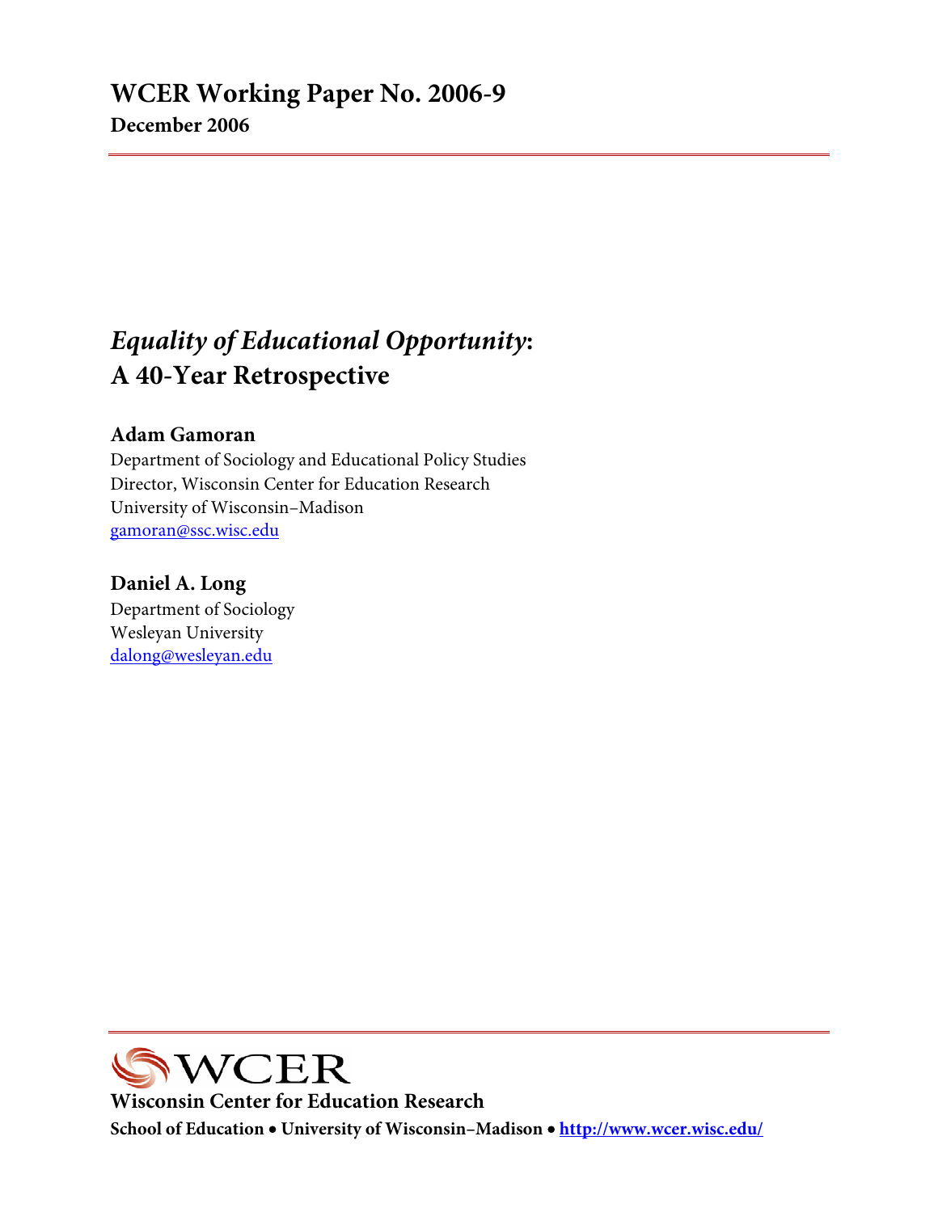## WCER Working Paper No. 2006-9

**December 2006**

# *Equality of Educational Opportunity*: A 40-Year Retrospective

**Adam Gamoran**
Department of Sociology and Educational Policy Studies
Director, Wisconsin Center for Education Research
University of Wisconsin–Madison
gamoran@ssc.wisc.edu

**Daniel A. Long**
Department of Sociology
Wesleyan University
dalong@wesleyan.edu

**WCER**

**Wisconsin Center for Education Research**

**School of Education • University of Wisconsin–Madison • http://www.wcer.wisc.edu/**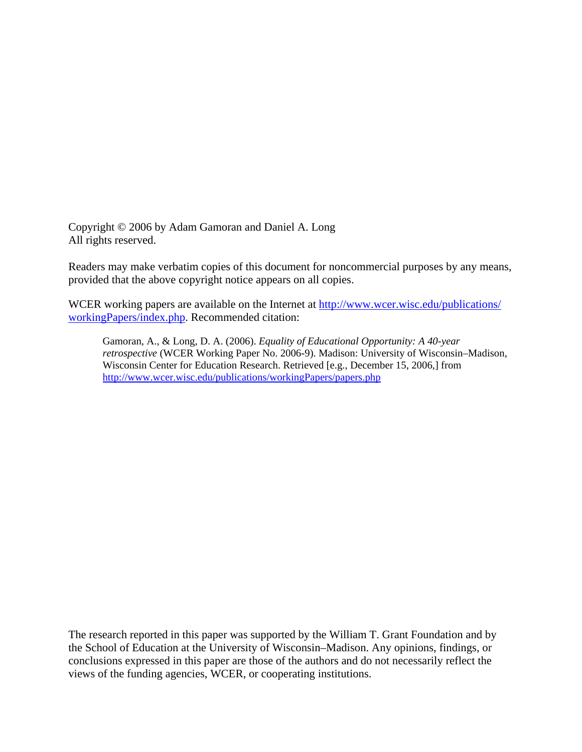Copyright © 2006 by Adam Gamoran and Daniel A. Long
All rights reserved.

Readers may make verbatim copies of this document for noncommercial purposes by any means, provided that the above copyright notice appears on all copies.

WCER working papers are available on the Internet at [http://www.wcer.wisc.edu/publications/workingPapers/index.php](http://www.wcer.wisc.edu/publications/workingPapers/index.php). Recommended citation:

> Gamoran, A., & Long, D. A. (2006). *Equality of Educational Opportunity: A 40-year retrospective* (WCER Working Paper No. 2006-9). Madison: University of Wisconsin–Madison, Wisconsin Center for Education Research. Retrieved [e.g., December 15, 2006,] from [http://www.wcer.wisc.edu/publications/workingPapers/papers.php](http://www.wcer.wisc.edu/publications/workingPapers/papers.php)

The research reported in this paper was supported by the William T. Grant Foundation and by the School of Education at the University of Wisconsin–Madison. Any opinions, findings, or conclusions expressed in this paper are those of the authors and do not necessarily reflect the views of the funding agencies, WCER, or cooperating institutions.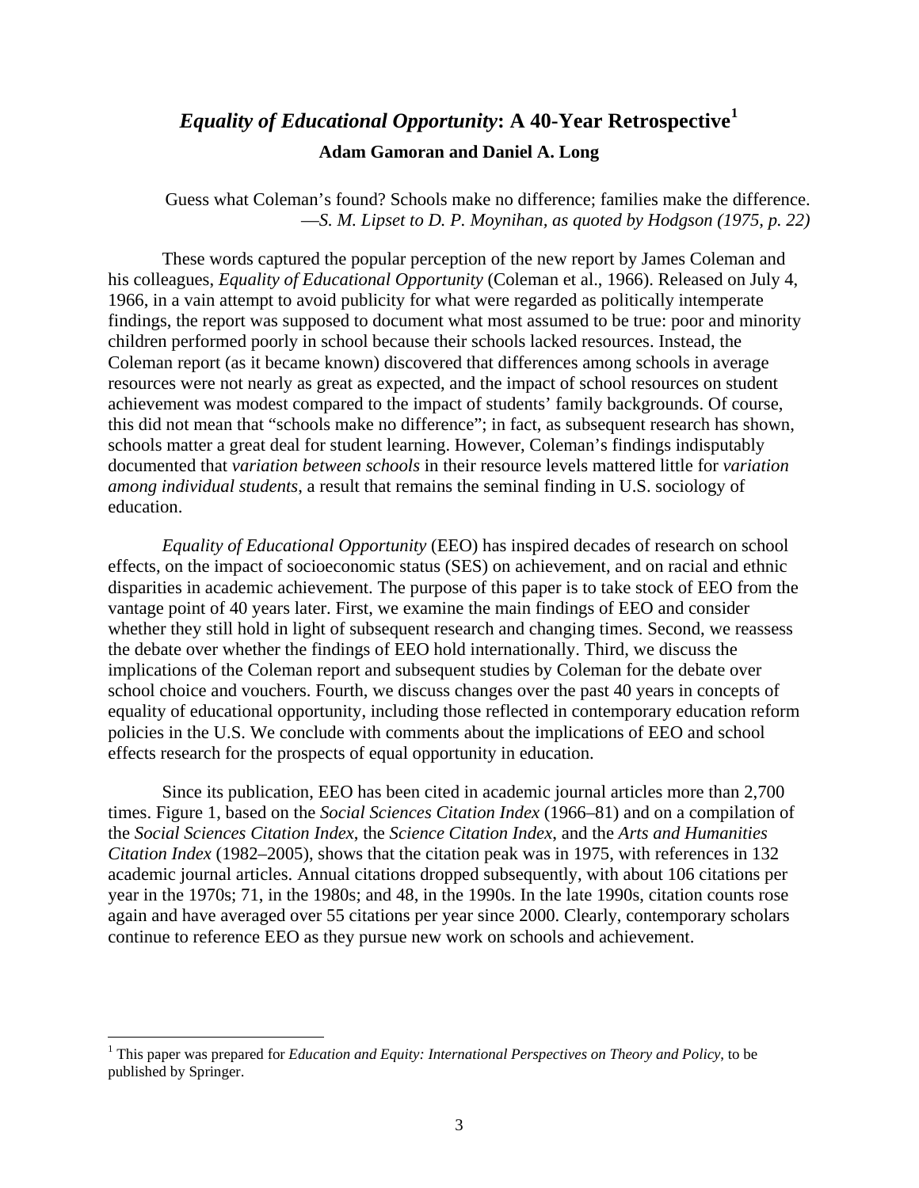# *Equality of Educational Opportunity*: A 40-Year Retrospective[1]

**Adam Gamoran and Daniel A. Long**

> Guess what Coleman's found? Schools make no difference; families make the difference.
> —*S. M. Lipset to D. P. Moynihan, as quoted by Hodgson (1975, p. 22)*

These words captured the popular perception of the new report by James Coleman and his colleagues, *Equality of Educational Opportunity* (Coleman et al., 1966). Released on July 4, 1966, in a vain attempt to avoid publicity for what were regarded as politically intemperate findings, the report was supposed to document what most assumed to be true: poor and minority children performed poorly in school because their schools lacked resources. Instead, the Coleman report (as it became known) discovered that differences among schools in average resources were not nearly as great as expected, and the impact of school resources on student achievement was modest compared to the impact of students' family backgrounds. Of course, this did not mean that "schools make no difference"; in fact, as subsequent research has shown, schools matter a great deal for student learning. However, Coleman's findings indisputably documented that *variation between schools* in their resource levels mattered little for *variation among individual students*, a result that remains the seminal finding in U.S. sociology of education.

*Equality of Educational Opportunity* (EEO) has inspired decades of research on school effects, on the impact of socioeconomic status (SES) on achievement, and on racial and ethnic disparities in academic achievement. The purpose of this paper is to take stock of EEO from the vantage point of 40 years later. First, we examine the main findings of EEO and consider whether they still hold in light of subsequent research and changing times. Second, we reassess the debate over whether the findings of EEO hold internationally. Third, we discuss the implications of the Coleman report and subsequent studies by Coleman for the debate over school choice and vouchers. Fourth, we discuss changes over the past 40 years in concepts of equality of educational opportunity, including those reflected in contemporary education reform policies in the U.S. We conclude with comments about the implications of EEO and school effects research for the prospects of equal opportunity in education.

Since its publication, EEO has been cited in academic journal articles more than 2,700 times. Figure 1, based on the *Social Sciences Citation Index* (1966–81) and on a compilation of the *Social Sciences Citation Index*, the *Science Citation Index*, and the *Arts and Humanities Citation Index* (1982–2005), shows that the citation peak was in 1975, with references in 132 academic journal articles. Annual citations dropped subsequently, with about 106 citations per year in the 1970s; 71, in the 1980s; and 48, in the 1990s. In the late 1990s, citation counts rose again and have averaged over 55 citations per year since 2000. Clearly, contemporary scholars continue to reference EEO as they pursue new work on schools and achievement.

---

[1] This paper was prepared for *Education and Equity: International Perspectives on Theory and Policy*, to be published by Springer.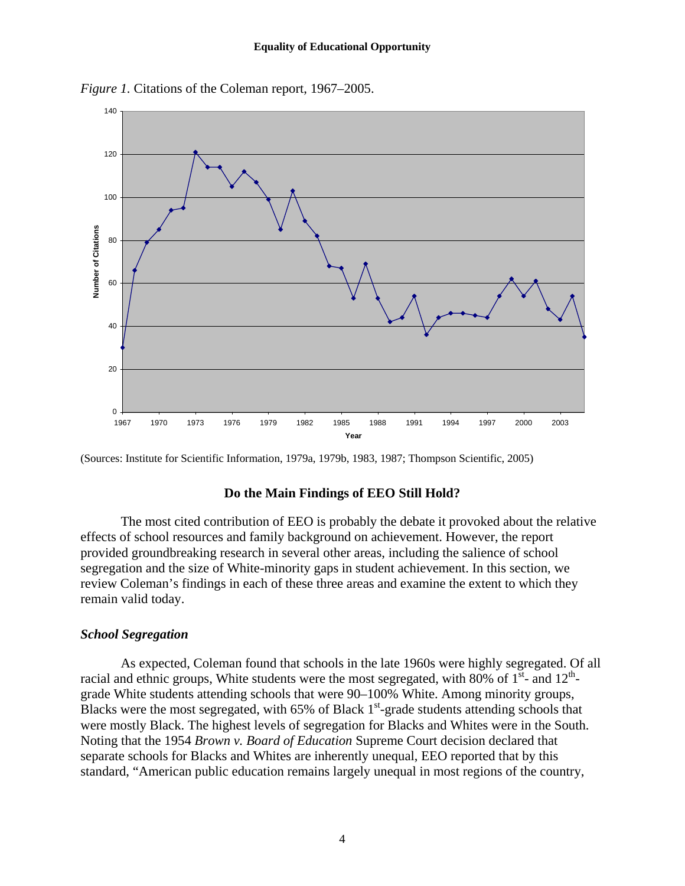*Figure 1.* Citations of the Coleman report, 1967–2005.

(Sources: Institute for Scientific Information, 1979a, 1979b, 1983, 1987; Thompson Scientific, 2005)

## Do the Main Findings of EEO Still Hold?

The most cited contribution of EEO is probably the debate it provoked about the relative effects of school resources and family background on achievement. However, the report provided groundbreaking research in several other areas, including the salience of school segregation and the size of White-minority gaps in student achievement. In this section, we review Coleman's findings in each of these three areas and examine the extent to which they remain valid today.

### *School Segregation*

As expected, Coleman found that schools in the late 1960s were highly segregated. Of all racial and ethnic groups, White students were the most segregated, with 80% of 1st- and 12th-grade White students attending schools that were 90–100% White. Among minority groups, Blacks were the most segregated, with 65% of Black 1st-grade students attending schools that were mostly Black. The highest levels of segregation for Blacks and Whites were in the South. Noting that the 1954 *Brown v. Board of Education* Supreme Court decision declared that separate schools for Blacks and Whites are inherently unequal, EEO reported that by this standard, "American public education remains largely unequal in most regions of the country,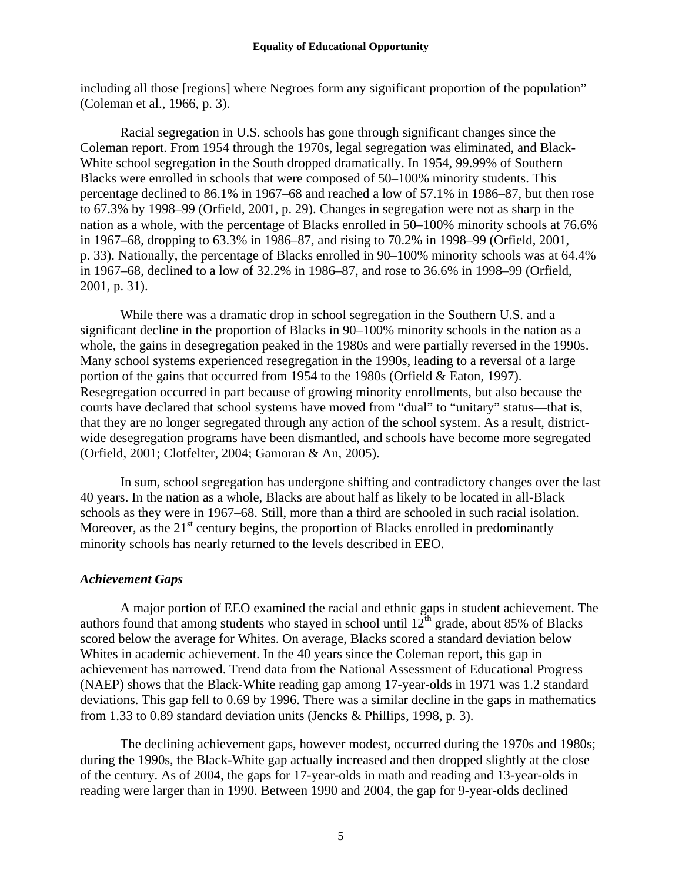including all those [regions] where Negroes form any significant proportion of the population" (Coleman et al., 1966, p. 3).

Racial segregation in U.S. schools has gone through significant changes since the Coleman report. From 1954 through the 1970s, legal segregation was eliminated, and Black-White school segregation in the South dropped dramatically. In 1954, 99.99% of Southern Blacks were enrolled in schools that were composed of 50–100% minority students. This percentage declined to 86.1% in 1967–68 and reached a low of 57.1% in 1986–87, but then rose to 67.3% by 1998–99 (Orfield, 2001, p. 29). Changes in segregation were not as sharp in the nation as a whole, with the percentage of Blacks enrolled in 50–100% minority schools at 76.6% in 1967–68, dropping to 63.3% in 1986–87, and rising to 70.2% in 1998–99 (Orfield, 2001, p. 33). Nationally, the percentage of Blacks enrolled in 90–100% minority schools was at 64.4% in 1967–68, declined to a low of 32.2% in 1986–87, and rose to 36.6% in 1998–99 (Orfield, 2001, p. 31).

While there was a dramatic drop in school segregation in the Southern U.S. and a significant decline in the proportion of Blacks in 90–100% minority schools in the nation as a whole, the gains in desegregation peaked in the 1980s and were partially reversed in the 1990s. Many school systems experienced resegregation in the 1990s, leading to a reversal of a large portion of the gains that occurred from 1954 to the 1980s (Orfield & Eaton, 1997). Resegregation occurred in part because of growing minority enrollments, but also because the courts have declared that school systems have moved from "dual" to "unitary" status—that is, that they are no longer segregated through any action of the school system. As a result, district-wide desegregation programs have been dismantled, and schools have become more segregated (Orfield, 2001; Clotfelter, 2004; Gamoran & An, 2005).

In sum, school segregation has undergone shifting and contradictory changes over the last 40 years. In the nation as a whole, Blacks are about half as likely to be located in all-Black schools as they were in 1967–68. Still, more than a third are schooled in such racial isolation. Moreover, as the 21st century begins, the proportion of Blacks enrolled in predominantly minority schools has nearly returned to the levels described in EEO.

### *Achievement Gaps*

A major portion of EEO examined the racial and ethnic gaps in student achievement. The authors found that among students who stayed in school until 12th grade, about 85% of Blacks scored below the average for Whites. On average, Blacks scored a standard deviation below Whites in academic achievement. In the 40 years since the Coleman report, this gap in achievement has narrowed. Trend data from the National Assessment of Educational Progress (NAEP) shows that the Black-White reading gap among 17-year-olds in 1971 was 1.2 standard deviations. This gap fell to 0.69 by 1996. There was a similar decline in the gaps in mathematics from 1.33 to 0.89 standard deviation units (Jencks & Phillips, 1998, p. 3).

The declining achievement gaps, however modest, occurred during the 1970s and 1980s; during the 1990s, the Black-White gap actually increased and then dropped slightly at the close of the century. As of 2004, the gaps for 17-year-olds in math and reading and 13-year-olds in reading were larger than in 1990. Between 1990 and 2004, the gap for 9-year-olds declined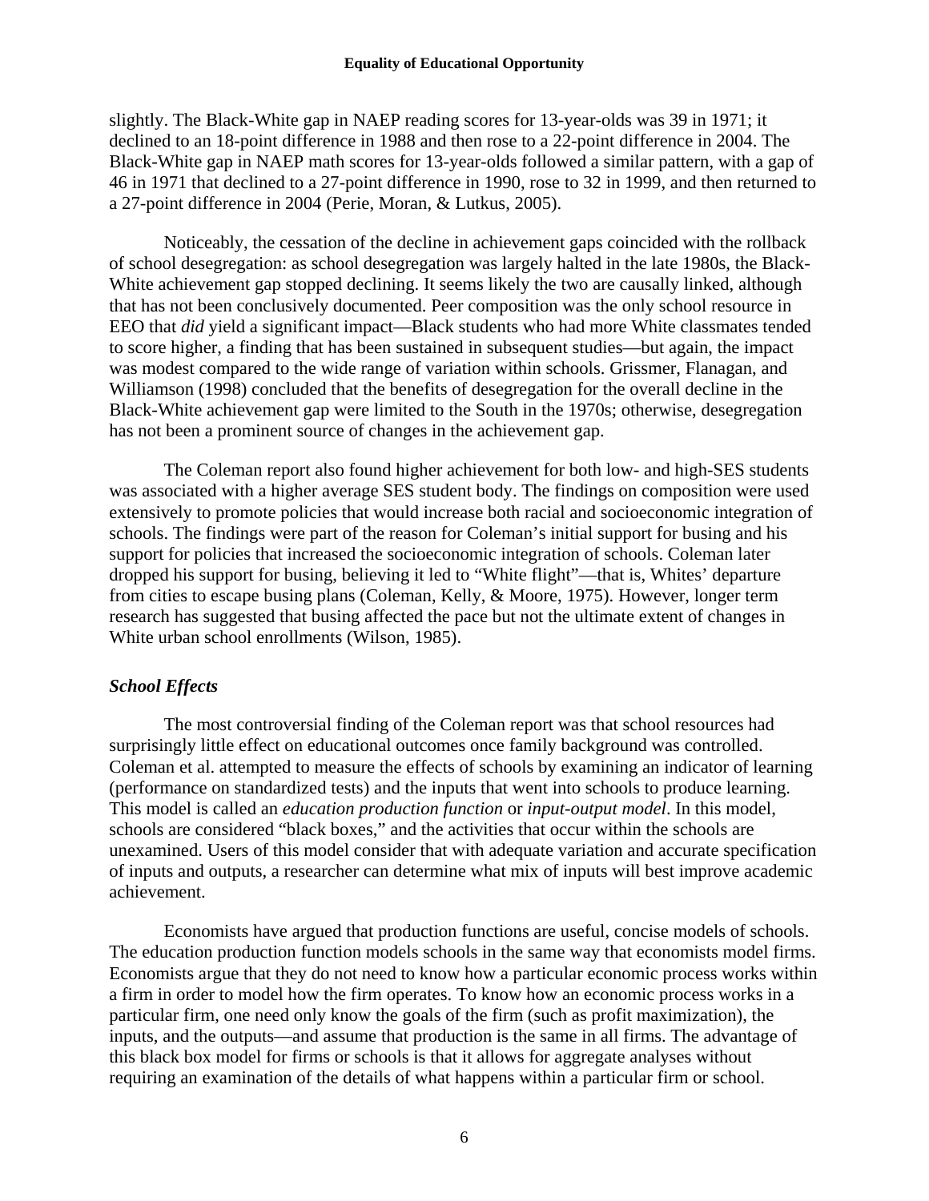slightly. The Black-White gap in NAEP reading scores for 13-year-olds was 39 in 1971; it declined to an 18-point difference in 1988 and then rose to a 22-point difference in 2004. The Black-White gap in NAEP math scores for 13-year-olds followed a similar pattern, with a gap of 46 in 1971 that declined to a 27-point difference in 1990, rose to 32 in 1999, and then returned to a 27-point difference in 2004 (Perie, Moran, & Lutkus, 2005).

Noticeably, the cessation of the decline in achievement gaps coincided with the rollback of school desegregation: as school desegregation was largely halted in the late 1980s, the Black-White achievement gap stopped declining. It seems likely the two are causally linked, although that has not been conclusively documented. Peer composition was the only school resource in EEO that *did* yield a significant impact—Black students who had more White classmates tended to score higher, a finding that has been sustained in subsequent studies—but again, the impact was modest compared to the wide range of variation within schools. Grissmer, Flanagan, and Williamson (1998) concluded that the benefits of desegregation for the overall decline in the Black-White achievement gap were limited to the South in the 1970s; otherwise, desegregation has not been a prominent source of changes in the achievement gap.

The Coleman report also found higher achievement for both low- and high-SES students was associated with a higher average SES student body. The findings on composition were used extensively to promote policies that would increase both racial and socioeconomic integration of schools. The findings were part of the reason for Coleman's initial support for busing and his support for policies that increased the socioeconomic integration of schools. Coleman later dropped his support for busing, believing it led to "White flight"—that is, Whites' departure from cities to escape busing plans (Coleman, Kelly, & Moore, 1975). However, longer term research has suggested that busing affected the pace but not the ultimate extent of changes in White urban school enrollments (Wilson, 1985).

### *School Effects*

The most controversial finding of the Coleman report was that school resources had surprisingly little effect on educational outcomes once family background was controlled. Coleman et al. attempted to measure the effects of schools by examining an indicator of learning (performance on standardized tests) and the inputs that went into schools to produce learning. This model is called an *education production function* or *input-output model*. In this model, schools are considered "black boxes," and the activities that occur within the schools are unexamined. Users of this model consider that with adequate variation and accurate specification of inputs and outputs, a researcher can determine what mix of inputs will best improve academic achievement.

Economists have argued that production functions are useful, concise models of schools. The education production function models schools in the same way that economists model firms. Economists argue that they do not need to know how a particular economic process works within a firm in order to model how the firm operates. To know how an economic process works in a particular firm, one need only know the goals of the firm (such as profit maximization), the inputs, and the outputs—and assume that production is the same in all firms. The advantage of this black box model for firms or schools is that it allows for aggregate analyses without requiring an examination of the details of what happens within a particular firm or school.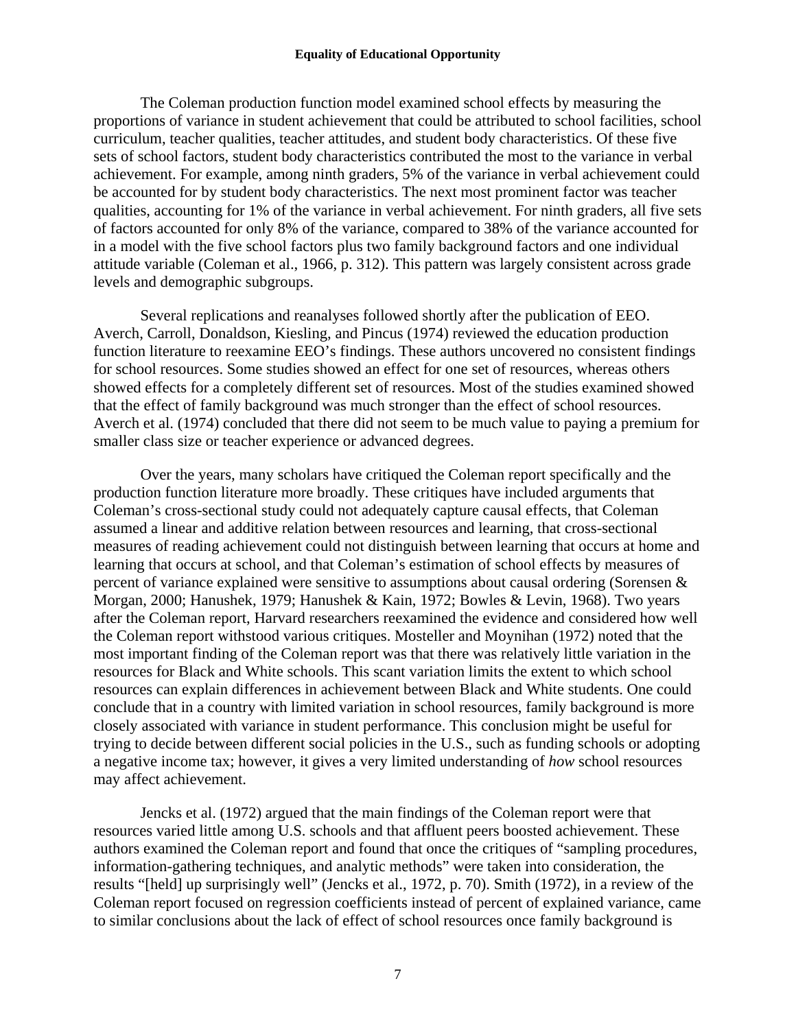The Coleman production function model examined school effects by measuring the proportions of variance in student achievement that could be attributed to school facilities, school curriculum, teacher qualities, teacher attitudes, and student body characteristics. Of these five sets of school factors, student body characteristics contributed the most to the variance in verbal achievement. For example, among ninth graders, 5% of the variance in verbal achievement could be accounted for by student body characteristics. The next most prominent factor was teacher qualities, accounting for 1% of the variance in verbal achievement. For ninth graders, all five sets of factors accounted for only 8% of the variance, compared to 38% of the variance accounted for in a model with the five school factors plus two family background factors and one individual attitude variable (Coleman et al., 1966, p. 312). This pattern was largely consistent across grade levels and demographic subgroups.

Several replications and reanalyses followed shortly after the publication of EEO. Averch, Carroll, Donaldson, Kiesling, and Pincus (1974) reviewed the education production function literature to reexamine EEO's findings. These authors uncovered no consistent findings for school resources. Some studies showed an effect for one set of resources, whereas others showed effects for a completely different set of resources. Most of the studies examined showed that the effect of family background was much stronger than the effect of school resources. Averch et al. (1974) concluded that there did not seem to be much value to paying a premium for smaller class size or teacher experience or advanced degrees.

Over the years, many scholars have critiqued the Coleman report specifically and the production function literature more broadly. These critiques have included arguments that Coleman's cross-sectional study could not adequately capture causal effects, that Coleman assumed a linear and additive relation between resources and learning, that cross-sectional measures of reading achievement could not distinguish between learning that occurs at home and learning that occurs at school, and that Coleman's estimation of school effects by measures of percent of variance explained were sensitive to assumptions about causal ordering (Sorensen & Morgan, 2000; Hanushek, 1979; Hanushek & Kain, 1972; Bowles & Levin, 1968). Two years after the Coleman report, Harvard researchers reexamined the evidence and considered how well the Coleman report withstood various critiques. Mosteller and Moynihan (1972) noted that the most important finding of the Coleman report was that there was relatively little variation in the resources for Black and White schools. This scant variation limits the extent to which school resources can explain differences in achievement between Black and White students. One could conclude that in a country with limited variation in school resources, family background is more closely associated with variance in student performance. This conclusion might be useful for trying to decide between different social policies in the U.S., such as funding schools or adopting a negative income tax; however, it gives a very limited understanding of *how* school resources may affect achievement.

Jencks et al. (1972) argued that the main findings of the Coleman report were that resources varied little among U.S. schools and that affluent peers boosted achievement. These authors examined the Coleman report and found that once the critiques of "sampling procedures, information-gathering techniques, and analytic methods" were taken into consideration, the results "[held] up surprisingly well" (Jencks et al., 1972, p. 70). Smith (1972), in a review of the Coleman report focused on regression coefficients instead of percent of explained variance, came to similar conclusions about the lack of effect of school resources once family background is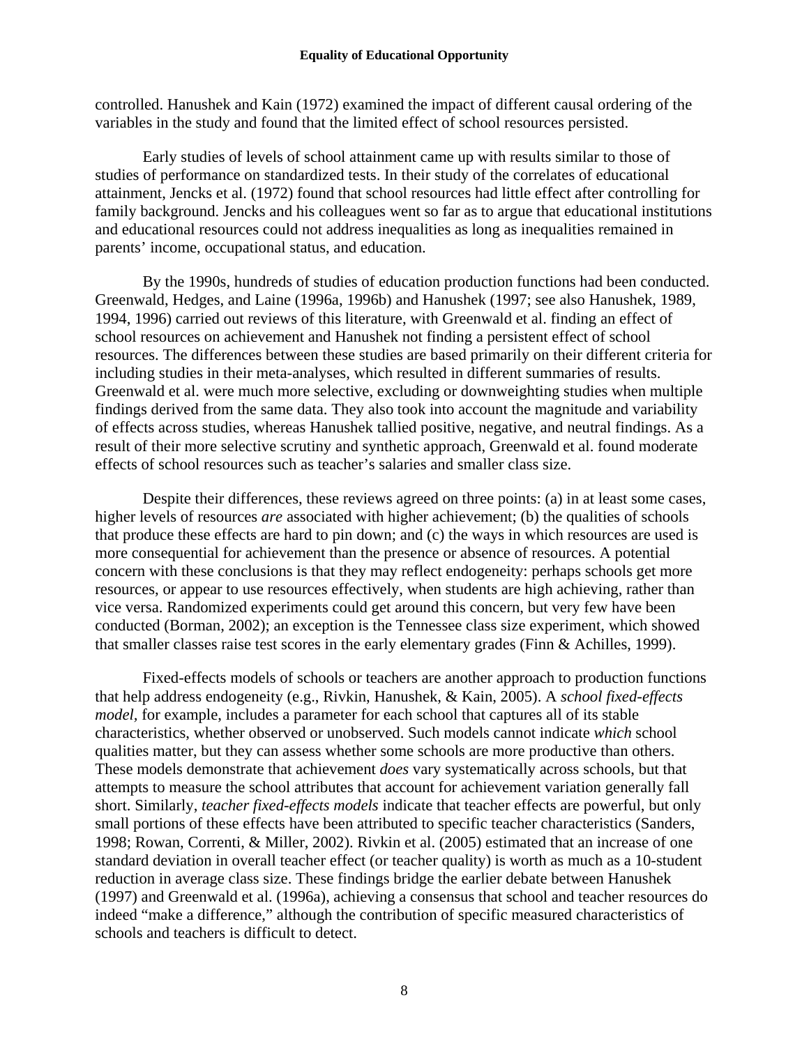controlled. Hanushek and Kain (1972) examined the impact of different causal ordering of the variables in the study and found that the limited effect of school resources persisted.

Early studies of levels of school attainment came up with results similar to those of studies of performance on standardized tests. In their study of the correlates of educational attainment, Jencks et al. (1972) found that school resources had little effect after controlling for family background. Jencks and his colleagues went so far as to argue that educational institutions and educational resources could not address inequalities as long as inequalities remained in parents' income, occupational status, and education.

By the 1990s, hundreds of studies of education production functions had been conducted. Greenwald, Hedges, and Laine (1996a, 1996b) and Hanushek (1997; see also Hanushek, 1989, 1994, 1996) carried out reviews of this literature, with Greenwald et al. finding an effect of school resources on achievement and Hanushek not finding a persistent effect of school resources. The differences between these studies are based primarily on their different criteria for including studies in their meta-analyses, which resulted in different summaries of results. Greenwald et al. were much more selective, excluding or downweighting studies when multiple findings derived from the same data. They also took into account the magnitude and variability of effects across studies, whereas Hanushek tallied positive, negative, and neutral findings. As a result of their more selective scrutiny and synthetic approach, Greenwald et al. found moderate effects of school resources such as teacher's salaries and smaller class size.

Despite their differences, these reviews agreed on three points: (a) in at least some cases, higher levels of resources *are* associated with higher achievement; (b) the qualities of schools that produce these effects are hard to pin down; and (c) the ways in which resources are used is more consequential for achievement than the presence or absence of resources. A potential concern with these conclusions is that they may reflect endogeneity: perhaps schools get more resources, or appear to use resources effectively, when students are high achieving, rather than vice versa. Randomized experiments could get around this concern, but very few have been conducted (Borman, 2002); an exception is the Tennessee class size experiment, which showed that smaller classes raise test scores in the early elementary grades (Finn & Achilles, 1999).

Fixed-effects models of schools or teachers are another approach to production functions that help address endogeneity (e.g., Rivkin, Hanushek, & Kain, 2005). A *school fixed-effects model*, for example, includes a parameter for each school that captures all of its stable characteristics, whether observed or unobserved. Such models cannot indicate *which* school qualities matter, but they can assess whether some schools are more productive than others. These models demonstrate that achievement *does* vary systematically across schools, but that attempts to measure the school attributes that account for achievement variation generally fall short. Similarly, *teacher fixed-effects models* indicate that teacher effects are powerful, but only small portions of these effects have been attributed to specific teacher characteristics (Sanders, 1998; Rowan, Correnti, & Miller, 2002). Rivkin et al. (2005) estimated that an increase of one standard deviation in overall teacher effect (or teacher quality) is worth as much as a 10-student reduction in average class size. These findings bridge the earlier debate between Hanushek (1997) and Greenwald et al. (1996a), achieving a consensus that school and teacher resources do indeed "make a difference," although the contribution of specific measured characteristics of schools and teachers is difficult to detect.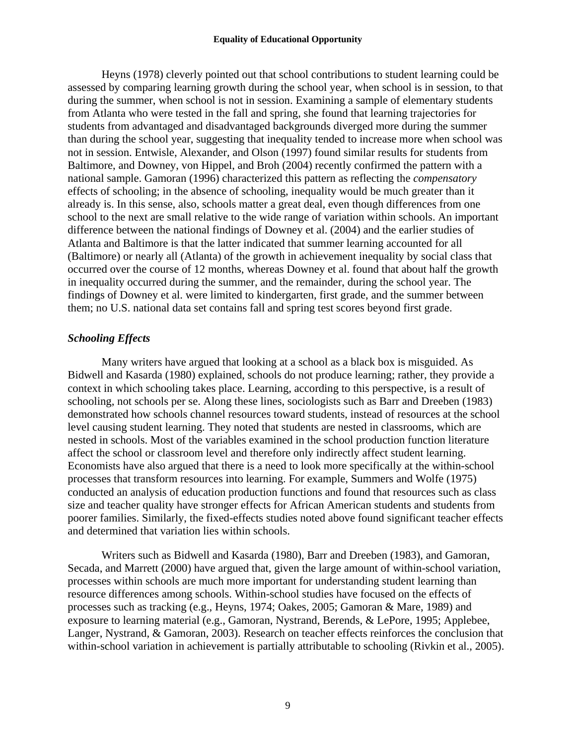Heyns (1978) cleverly pointed out that school contributions to student learning could be assessed by comparing learning growth during the school year, when school is in session, to that during the summer, when school is not in session. Examining a sample of elementary students from Atlanta who were tested in the fall and spring, she found that learning trajectories for students from advantaged and disadvantaged backgrounds diverged more during the summer than during the school year, suggesting that inequality tended to increase more when school was not in session. Entwisle, Alexander, and Olson (1997) found similar results for students from Baltimore, and Downey, von Hippel, and Broh (2004) recently confirmed the pattern with a national sample. Gamoran (1996) characterized this pattern as reflecting the *compensatory* effects of schooling; in the absence of schooling, inequality would be much greater than it already is. In this sense, also, schools matter a great deal, even though differences from one school to the next are small relative to the wide range of variation within schools. An important difference between the national findings of Downey et al. (2004) and the earlier studies of Atlanta and Baltimore is that the latter indicated that summer learning accounted for all (Baltimore) or nearly all (Atlanta) of the growth in achievement inequality by social class that occurred over the course of 12 months, whereas Downey et al. found that about half the growth in inequality occurred during the summer, and the remainder, during the school year. The findings of Downey et al. were limited to kindergarten, first grade, and the summer between them; no U.S. national data set contains fall and spring test scores beyond first grade.

### *Schooling Effects*

Many writers have argued that looking at a school as a black box is misguided. As Bidwell and Kasarda (1980) explained, schools do not produce learning; rather, they provide a context in which schooling takes place. Learning, according to this perspective, is a result of schooling, not schools per se. Along these lines, sociologists such as Barr and Dreeben (1983) demonstrated how schools channel resources toward students, instead of resources at the school level causing student learning. They noted that students are nested in classrooms, which are nested in schools. Most of the variables examined in the school production function literature affect the school or classroom level and therefore only indirectly affect student learning. Economists have also argued that there is a need to look more specifically at the within-school processes that transform resources into learning. For example, Summers and Wolfe (1975) conducted an analysis of education production functions and found that resources such as class size and teacher quality have stronger effects for African American students and students from poorer families. Similarly, the fixed-effects studies noted above found significant teacher effects and determined that variation lies within schools.

Writers such as Bidwell and Kasarda (1980), Barr and Dreeben (1983), and Gamoran, Secada, and Marrett (2000) have argued that, given the large amount of within-school variation, processes within schools are much more important for understanding student learning than resource differences among schools. Within-school studies have focused on the effects of processes such as tracking (e.g., Heyns, 1974; Oakes, 2005; Gamoran & Mare, 1989) and exposure to learning material (e.g., Gamoran, Nystrand, Berends, & LePore, 1995; Applebee, Langer, Nystrand, & Gamoran, 2003). Research on teacher effects reinforces the conclusion that within-school variation in achievement is partially attributable to schooling (Rivkin et al., 2005).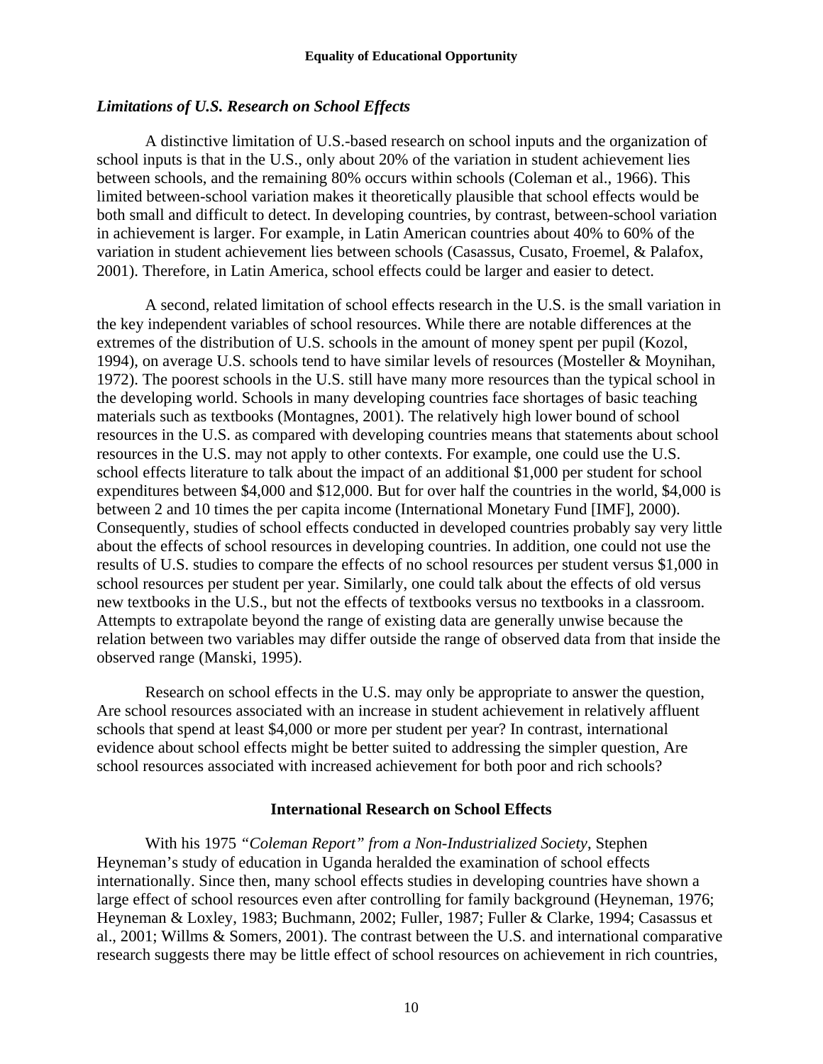### *Limitations of U.S. Research on School Effects*

A distinctive limitation of U.S.-based research on school inputs and the organization of school inputs is that in the U.S., only about 20% of the variation in student achievement lies between schools, and the remaining 80% occurs within schools (Coleman et al., 1966). This limited between-school variation makes it theoretically plausible that school effects would be both small and difficult to detect. In developing countries, by contrast, between-school variation in achievement is larger. For example, in Latin American countries about 40% to 60% of the variation in student achievement lies between schools (Casassus, Cusato, Froemel, & Palafox, 2001). Therefore, in Latin America, school effects could be larger and easier to detect.

A second, related limitation of school effects research in the U.S. is the small variation in the key independent variables of school resources. While there are notable differences at the extremes of the distribution of U.S. schools in the amount of money spent per pupil (Kozol, 1994), on average U.S. schools tend to have similar levels of resources (Mosteller & Moynihan, 1972). The poorest schools in the U.S. still have many more resources than the typical school in the developing world. Schools in many developing countries face shortages of basic teaching materials such as textbooks (Montagnes, 2001). The relatively high lower bound of school resources in the U.S. as compared with developing countries means that statements about school resources in the U.S. may not apply to other contexts. For example, one could use the U.S. school effects literature to talk about the impact of an additional $1,000 per student for school expenditures between $4,000 and $12,000. But for over half the countries in the world, $4,000 is between 2 and 10 times the per capita income (International Monetary Fund [IMF], 2000). Consequently, studies of school effects conducted in developed countries probably say very little about the effects of school resources in developing countries. In addition, one could not use the results of U.S. studies to compare the effects of no school resources per student versus $1,000 in school resources per student per year. Similarly, one could talk about the effects of old versus new textbooks in the U.S., but not the effects of textbooks versus no textbooks in a classroom. Attempts to extrapolate beyond the range of existing data are generally unwise because the relation between two variables may differ outside the range of observed data from that inside the observed range (Manski, 1995).

Research on school effects in the U.S. may only be appropriate to answer the question, Are school resources associated with an increase in student achievement in relatively affluent schools that spend at least $4,000 or more per student per year? In contrast, international evidence about school effects might be better suited to addressing the simpler question, Are school resources associated with increased achievement for both poor and rich schools?

## International Research on School Effects

With his 1975 *"Coleman Report" from a Non-Industrialized Society*, Stephen Heyneman's study of education in Uganda heralded the examination of school effects internationally. Since then, many school effects studies in developing countries have shown a large effect of school resources even after controlling for family background (Heyneman, 1976; Heyneman & Loxley, 1983; Buchmann, 2002; Fuller, 1987; Fuller & Clarke, 1994; Casassus et al., 2001; Willms & Somers, 2001). The contrast between the U.S. and international comparative research suggests there may be little effect of school resources on achievement in rich countries,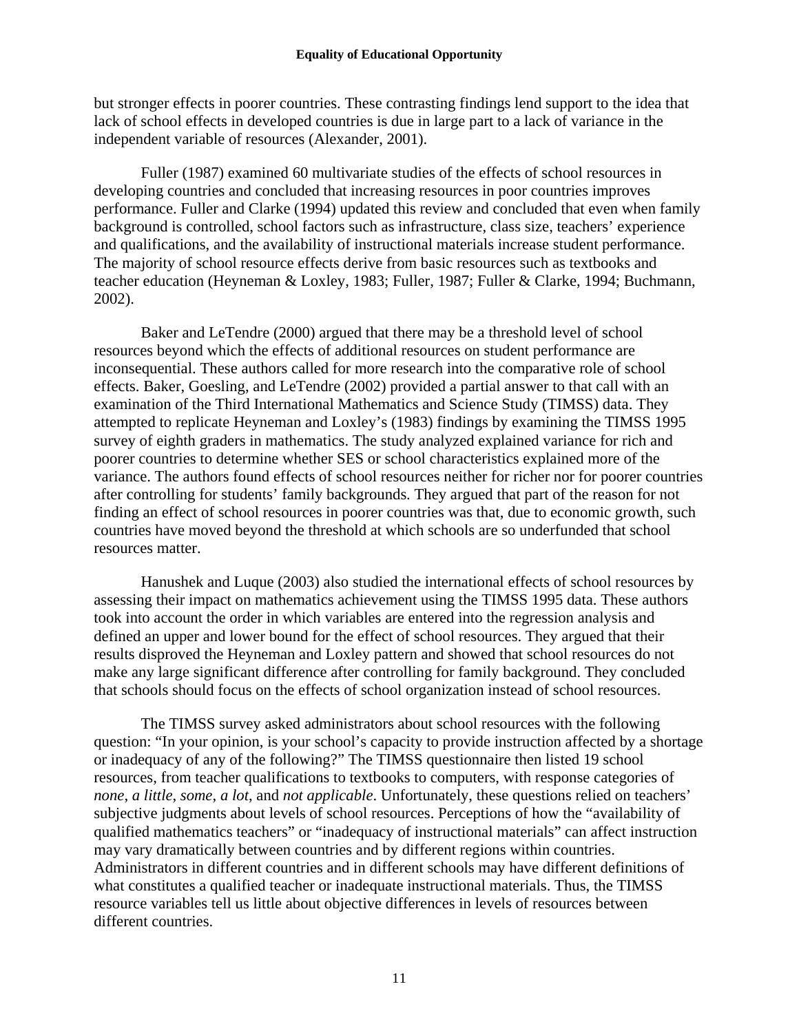but stronger effects in poorer countries. These contrasting findings lend support to the idea that lack of school effects in developed countries is due in large part to a lack of variance in the independent variable of resources (Alexander, 2001).

Fuller (1987) examined 60 multivariate studies of the effects of school resources in developing countries and concluded that increasing resources in poor countries improves performance. Fuller and Clarke (1994) updated this review and concluded that even when family background is controlled, school factors such as infrastructure, class size, teachers' experience and qualifications, and the availability of instructional materials increase student performance. The majority of school resource effects derive from basic resources such as textbooks and teacher education (Heyneman & Loxley, 1983; Fuller, 1987; Fuller & Clarke, 1994; Buchmann, 2002).

Baker and LeTendre (2000) argued that there may be a threshold level of school resources beyond which the effects of additional resources on student performance are inconsequential. These authors called for more research into the comparative role of school effects. Baker, Goesling, and LeTendre (2002) provided a partial answer to that call with an examination of the Third International Mathematics and Science Study (TIMSS) data. They attempted to replicate Heyneman and Loxley's (1983) findings by examining the TIMSS 1995 survey of eighth graders in mathematics. The study analyzed explained variance for rich and poorer countries to determine whether SES or school characteristics explained more of the variance. The authors found effects of school resources neither for richer nor for poorer countries after controlling for students' family backgrounds. They argued that part of the reason for not finding an effect of school resources in poorer countries was that, due to economic growth, such countries have moved beyond the threshold at which schools are so underfunded that school resources matter.

Hanushek and Luque (2003) also studied the international effects of school resources by assessing their impact on mathematics achievement using the TIMSS 1995 data. These authors took into account the order in which variables are entered into the regression analysis and defined an upper and lower bound for the effect of school resources. They argued that their results disproved the Heyneman and Loxley pattern and showed that school resources do not make any large significant difference after controlling for family background. They concluded that schools should focus on the effects of school organization instead of school resources.

The TIMSS survey asked administrators about school resources with the following question: "In your opinion, is your school's capacity to provide instruction affected by a shortage or inadequacy of any of the following?" The TIMSS questionnaire then listed 19 school resources, from teacher qualifications to textbooks to computers, with response categories of *none*, *a little*, *some*, *a lot*, and *not applicable*. Unfortunately, these questions relied on teachers' subjective judgments about levels of school resources. Perceptions of how the "availability of qualified mathematics teachers" or "inadequacy of instructional materials" can affect instruction may vary dramatically between countries and by different regions within countries. Administrators in different countries and in different schools may have different definitions of what constitutes a qualified teacher or inadequate instructional materials. Thus, the TIMSS resource variables tell us little about objective differences in levels of resources between different countries.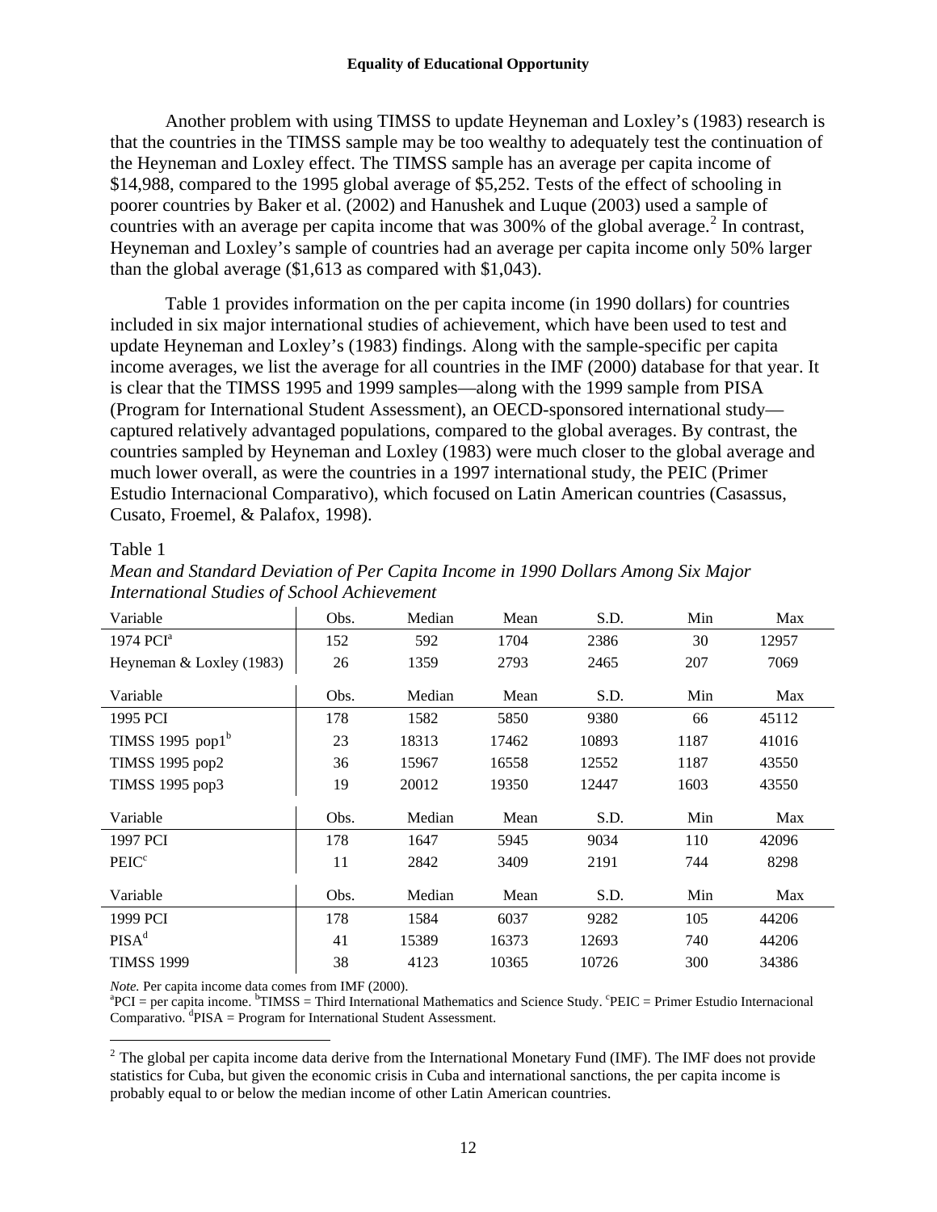Another problem with using TIMSS to update Heyneman and Loxley's (1983) research is that the countries in the TIMSS sample may be too wealthy to adequately test the continuation of the Heyneman and Loxley effect. The TIMSS sample has an average per capita income of $14,988, compared to the 1995 global average of $5,252. Tests of the effect of schooling in poorer countries by Baker et al. (2002) and Hanushek and Luque (2003) used a sample of countries with an average per capita income that was 300% of the global average.[2] In contrast, Heyneman and Loxley's sample of countries had an average per capita income only 50% larger than the global average ($1,613 as compared with $1,043).

Table 1 provides information on the per capita income (in 1990 dollars) for countries included in six major international studies of achievement, which have been used to test and update Heyneman and Loxley's (1983) findings. Along with the sample-specific per capita income averages, we list the average for all countries in the IMF (2000) database for that year. It is clear that the TIMSS 1995 and 1999 samples—along with the 1999 sample from PISA (Program for International Student Assessment), an OECD-sponsored international study—captured relatively advantaged populations, compared to the global averages. By contrast, the countries sampled by Heyneman and Loxley (1983) were much closer to the global average and much lower overall, as were the countries in a 1997 international study, the PEIC (Primer Estudio Internacional Comparativo), which focused on Latin American countries (Casassus, Cusato, Froemel, & Palafox, 1998).

Table 1

*Mean and Standard Deviation of Per Capita Income in 1990 Dollars Among Six Major International Studies of School Achievement*

| Variable | Obs. | Median | Mean | S.D. | Min | Max |
|---|---|---|---|---|---|---|
| 1974 PCI[a] | 152 | 592 | 1704 | 2386 | 30 | 12957 |
| Heyneman & Loxley (1983) | 26 | 1359 | 2793 | 2465 | 207 | 7069 |
| **Variable** | **Obs.** | **Median** | **Mean** | **S.D.** | **Min** | **Max** |
| 1995 PCI | 178 | 1582 | 5850 | 9380 | 66 | 45112 |
| TIMSS 1995 pop1[b] | 23 | 18313 | 17462 | 10893 | 1187 | 41016 |
| TIMSS 1995 pop2 | 36 | 15967 | 16558 | 12552 | 1187 | 43550 |
| TIMSS 1995 pop3 | 19 | 20012 | 19350 | 12447 | 1603 | 43550 |
| **Variable** | **Obs.** | **Median** | **Mean** | **S.D.** | **Min** | **Max** |
| 1997 PCI | 178 | 1647 | 5945 | 9034 | 110 | 42096 |
| PEIC[c] | 11 | 2842 | 3409 | 2191 | 744 | 8298 |
| **Variable** | **Obs.** | **Median** | **Mean** | **S.D.** | **Min** | **Max** |
| 1999 PCI | 178 | 1584 | 6037 | 9282 | 105 | 44206 |
| PISA[d] | 41 | 15389 | 16373 | 12693 | 740 | 44206 |
| TIMSS 1999 | 38 | 4123 | 10365 | 10726 | 300 | 34386 |

*Note.* Per capita income data comes from IMF (2000).
[a]PCI = per capita income. [b]TIMSS = Third International Mathematics and Science Study. [c]PEIC = Primer Estudio Internacional Comparativo. [d]PISA = Program for International Student Assessment.

[2] The global per capita income data derive from the International Monetary Fund (IMF). The IMF does not provide statistics for Cuba, but given the economic crisis in Cuba and international sanctions, the per capita income is probably equal to or below the median income of other Latin American countries.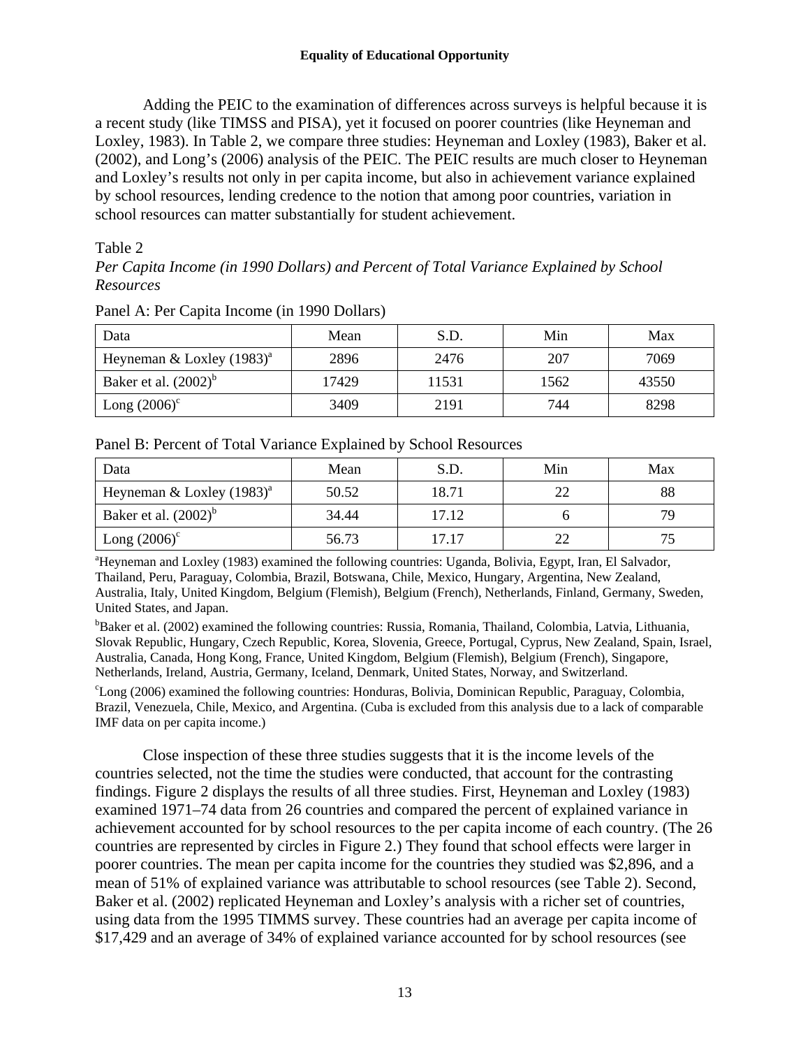Adding the PEIC to the examination of differences across surveys is helpful because it is a recent study (like TIMSS and PISA), yet it focused on poorer countries (like Heyneman and Loxley, 1983). In Table 2, we compare three studies: Heyneman and Loxley (1983), Baker et al. (2002), and Long's (2006) analysis of the PEIC. The PEIC results are much closer to Heyneman and Loxley's results not only in per capita income, but also in achievement variance explained by school resources, lending credence to the notion that among poor countries, variation in school resources can matter substantially for student achievement.

Table 2

*Per Capita Income (in 1990 Dollars) and Percent of Total Variance Explained by School Resources*

Panel A: Per Capita Income (in 1990 Dollars)

| Data | Mean | S.D. | Min | Max |
|---|---|---|---|---|
| Heyneman & Loxley (1983)[a] | 2896 | 2476 | 207 | 7069 |
| Baker et al. (2002)[b] | 17429 | 11531 | 1562 | 43550 |
| Long (2006)[c] | 3409 | 2191 | 744 | 8298 |

Panel B: Percent of Total Variance Explained by School Resources

| Data | Mean | S.D. | Min | Max |
|---|---|---|---|---|
| Heyneman & Loxley (1983)[a] | 50.52 | 18.71 | 22 | 88 |
| Baker et al. (2002)[b] | 34.44 | 17.12 | 6 | 79 |
| Long (2006)[c] | 56.73 | 17.17 | 22 | 75 |

[a]Heyneman and Loxley (1983) examined the following countries: Uganda, Bolivia, Egypt, Iran, El Salvador, Thailand, Peru, Paraguay, Colombia, Brazil, Botswana, Chile, Mexico, Hungary, Argentina, New Zealand, Australia, Italy, United Kingdom, Belgium (Flemish), Belgium (French), Netherlands, Finland, Germany, Sweden, United States, and Japan.

[b]Baker et al. (2002) examined the following countries: Russia, Romania, Thailand, Colombia, Latvia, Lithuania, Slovak Republic, Hungary, Czech Republic, Korea, Slovenia, Greece, Portugal, Cyprus, New Zealand, Spain, Israel, Australia, Canada, Hong Kong, France, United Kingdom, Belgium (Flemish), Belgium (French), Singapore, Netherlands, Ireland, Austria, Germany, Iceland, Denmark, United States, Norway, and Switzerland.

[c]Long (2006) examined the following countries: Honduras, Bolivia, Dominican Republic, Paraguay, Colombia, Brazil, Venezuela, Chile, Mexico, and Argentina. (Cuba is excluded from this analysis due to a lack of comparable IMF data on per capita income.)

Close inspection of these three studies suggests that it is the income levels of the countries selected, not the time the studies were conducted, that account for the contrasting findings. Figure 2 displays the results of all three studies. First, Heyneman and Loxley (1983) examined 1971–74 data from 26 countries and compared the percent of explained variance in achievement accounted for by school resources to the per capita income of each country. (The 26 countries are represented by circles in Figure 2.) They found that school effects were larger in poorer countries. The mean per capita income for the countries they studied was $2,896, and a mean of 51% of explained variance was attributable to school resources (see Table 2). Second, Baker et al. (2002) replicated Heyneman and Loxley's analysis with a richer set of countries, using data from the 1995 TIMMS survey. These countries had an average per capita income of $17,429 and an average of 34% of explained variance accounted for by school resources (see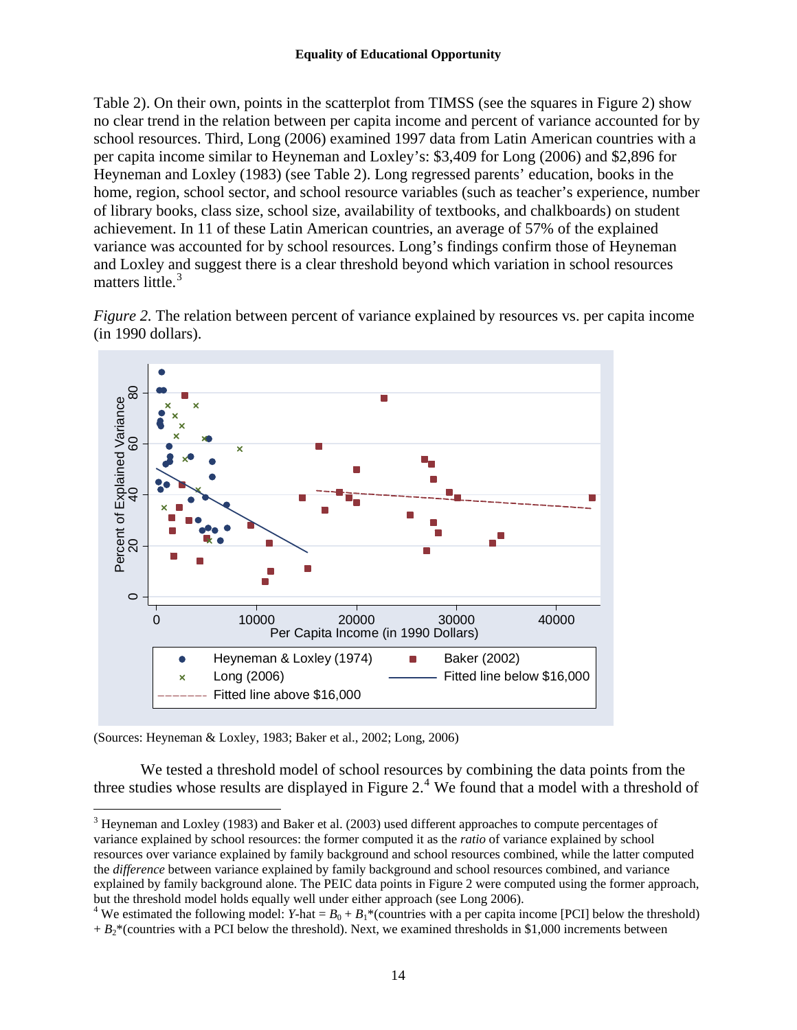Table 2). On their own, points in the scatterplot from TIMSS (see the squares in Figure 2) show no clear trend in the relation between per capita income and percent of variance accounted for by school resources. Third, Long (2006) examined 1997 data from Latin American countries with a per capita income similar to Heyneman and Loxley's: $3,409 for Long (2006) and $2,896 for Heyneman and Loxley (1983) (see Table 2). Long regressed parents' education, books in the home, region, school sector, and school resource variables (such as teacher's experience, number of library books, class size, school size, availability of textbooks, and chalkboards) on student achievement. In 11 of these Latin American countries, an average of 57% of the explained variance was accounted for by school resources. Long's findings confirm those of Heyneman and Loxley and suggest there is a clear threshold beyond which variation in school resources matters little.[3]

*Figure 2.* The relation between percent of variance explained by resources vs. per capita income (in 1990 dollars).

(Sources: Heyneman & Loxley, 1983; Baker et al., 2002; Long, 2006)

We tested a threshold model of school resources by combining the data points from the three studies whose results are displayed in Figure 2.[4] We found that a model with a threshold of

---

[3] Heyneman and Loxley (1983) and Baker et al. (2003) used different approaches to compute percentages of variance explained by school resources: the former computed it as the *ratio* of variance explained by school resources over variance explained by family background and school resources combined, while the latter computed the *difference* between variance explained by family background and school resources combined, and variance explained by family background alone. The PEIC data points in Figure 2 were computed using the former approach, but the threshold model holds equally well under either approach (see Long 2006).

[4] We estimated the following model: $Y$-hat = $B_0 + B_1$*(countries with a per capita income [PCI] below the threshold) + $B_2$*(countries with a PCI below the threshold). Next, we examined thresholds in $1,000 increments between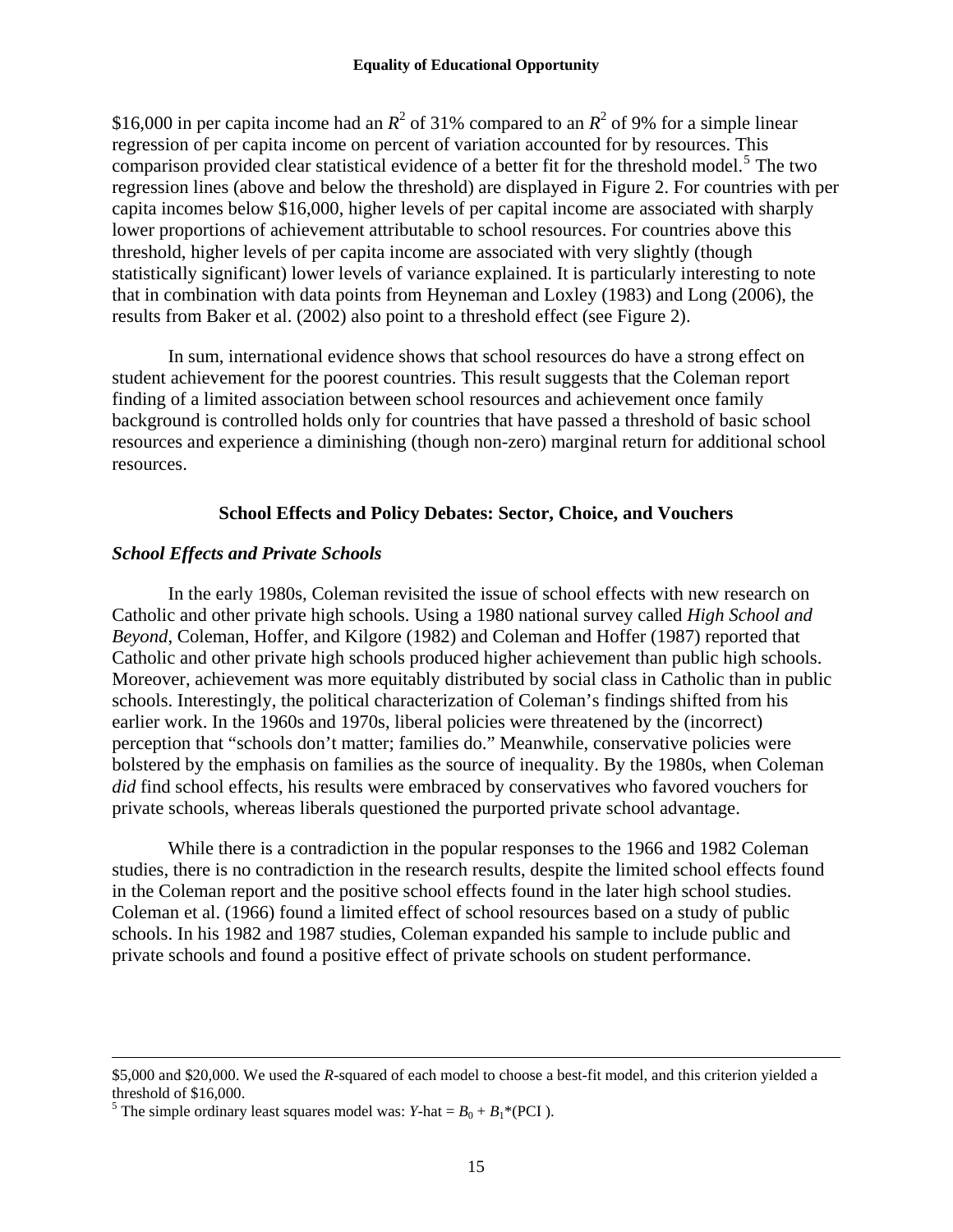\$16,000 in per capita income had an $R^2$ of 31% compared to an $R^2$ of 9% for a simple linear regression of per capita income on percent of variation accounted for by resources. This comparison provided clear statistical evidence of a better fit for the threshold model.[5] The two regression lines (above and below the threshold) are displayed in Figure 2. For countries with per capita incomes below \$16,000, higher levels of per capital income are associated with sharply lower proportions of achievement attributable to school resources. For countries above this threshold, higher levels of per capita income are associated with very slightly (though statistically significant) lower levels of variance explained. It is particularly interesting to note that in combination with data points from Heyneman and Loxley (1983) and Long (2006), the results from Baker et al. (2002) also point to a threshold effect (see Figure 2).

In sum, international evidence shows that school resources do have a strong effect on student achievement for the poorest countries. This result suggests that the Coleman report finding of a limited association between school resources and achievement once family background is controlled holds only for countries that have passed a threshold of basic school resources and experience a diminishing (though non-zero) marginal return for additional school resources.

## School Effects and Policy Debates: Sector, Choice, and Vouchers

### *School Effects and Private Schools*

In the early 1980s, Coleman revisited the issue of school effects with new research on Catholic and other private high schools. Using a 1980 national survey called *High School and Beyond*, Coleman, Hoffer, and Kilgore (1982) and Coleman and Hoffer (1987) reported that Catholic and other private high schools produced higher achievement than public high schools. Moreover, achievement was more equitably distributed by social class in Catholic than in public schools. Interestingly, the political characterization of Coleman's findings shifted from his earlier work. In the 1960s and 1970s, liberal policies were threatened by the (incorrect) perception that "schools don't matter; families do." Meanwhile, conservative policies were bolstered by the emphasis on families as the source of inequality. By the 1980s, when Coleman *did* find school effects, his results were embraced by conservatives who favored vouchers for private schools, whereas liberals questioned the purported private school advantage.

While there is a contradiction in the popular responses to the 1966 and 1982 Coleman studies, there is no contradiction in the research results, despite the limited school effects found in the Coleman report and the positive school effects found in the later high school studies. Coleman et al. (1966) found a limited effect of school resources based on a study of public schools. In his 1982 and 1987 studies, Coleman expanded his sample to include public and private schools and found a positive effect of private schools on student performance.

---

\$5,000 and \$20,000. We used the *R*-squared of each model to choose a best-fit model, and this criterion yielded a threshold of \$16,000.

[5] The simple ordinary least squares model was: $\hat{Y} = B_0 + B_1 * (PCI)$.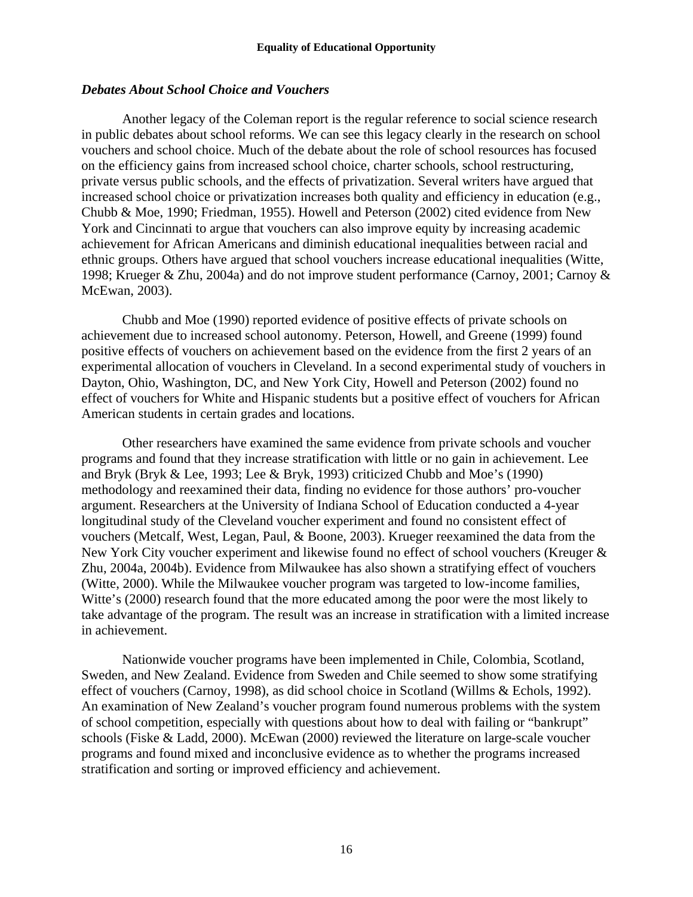### *Debates About School Choice and Vouchers*

Another legacy of the Coleman report is the regular reference to social science research in public debates about school reforms. We can see this legacy clearly in the research on school vouchers and school choice. Much of the debate about the role of school resources has focused on the efficiency gains from increased school choice, charter schools, school restructuring, private versus public schools, and the effects of privatization. Several writers have argued that increased school choice or privatization increases both quality and efficiency in education (e.g., Chubb & Moe, 1990; Friedman, 1955). Howell and Peterson (2002) cited evidence from New York and Cincinnati to argue that vouchers can also improve equity by increasing academic achievement for African Americans and diminish educational inequalities between racial and ethnic groups. Others have argued that school vouchers increase educational inequalities (Witte, 1998; Krueger & Zhu, 2004a) and do not improve student performance (Carnoy, 2001; Carnoy & McEwan, 2003).

Chubb and Moe (1990) reported evidence of positive effects of private schools on achievement due to increased school autonomy. Peterson, Howell, and Greene (1999) found positive effects of vouchers on achievement based on the evidence from the first 2 years of an experimental allocation of vouchers in Cleveland. In a second experimental study of vouchers in Dayton, Ohio, Washington, DC, and New York City, Howell and Peterson (2002) found no effect of vouchers for White and Hispanic students but a positive effect of vouchers for African American students in certain grades and locations.

Other researchers have examined the same evidence from private schools and voucher programs and found that they increase stratification with little or no gain in achievement. Lee and Bryk (Bryk & Lee, 1993; Lee & Bryk, 1993) criticized Chubb and Moe's (1990) methodology and reexamined their data, finding no evidence for those authors' pro-voucher argument. Researchers at the University of Indiana School of Education conducted a 4-year longitudinal study of the Cleveland voucher experiment and found no consistent effect of vouchers (Metcalf, West, Legan, Paul, & Boone, 2003). Krueger reexamined the data from the New York City voucher experiment and likewise found no effect of school vouchers (Kreuger & Zhu, 2004a, 2004b). Evidence from Milwaukee has also shown a stratifying effect of vouchers (Witte, 2000). While the Milwaukee voucher program was targeted to low-income families, Witte's (2000) research found that the more educated among the poor were the most likely to take advantage of the program. The result was an increase in stratification with a limited increase in achievement.

Nationwide voucher programs have been implemented in Chile, Colombia, Scotland, Sweden, and New Zealand. Evidence from Sweden and Chile seemed to show some stratifying effect of vouchers (Carnoy, 1998), as did school choice in Scotland (Willms & Echols, 1992). An examination of New Zealand's voucher program found numerous problems with the system of school competition, especially with questions about how to deal with failing or "bankrupt" schools (Fiske & Ladd, 2000). McEwan (2000) reviewed the literature on large-scale voucher programs and found mixed and inconclusive evidence as to whether the programs increased stratification and sorting or improved efficiency and achievement.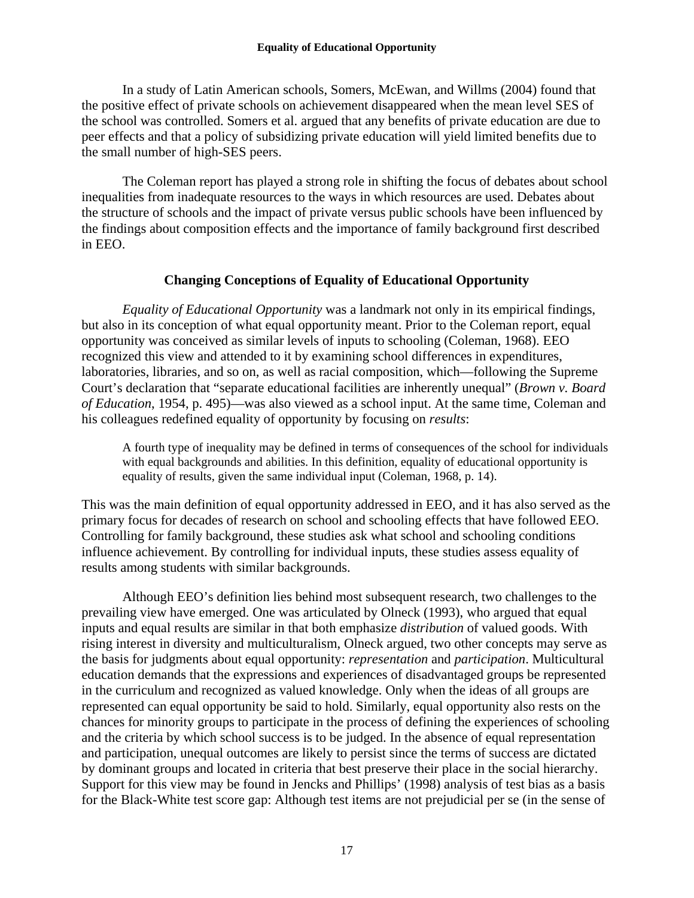In a study of Latin American schools, Somers, McEwan, and Willms (2004) found that the positive effect of private schools on achievement disappeared when the mean level SES of the school was controlled. Somers et al. argued that any benefits of private education are due to peer effects and that a policy of subsidizing private education will yield limited benefits due to the small number of high-SES peers.

The Coleman report has played a strong role in shifting the focus of debates about school inequalities from inadequate resources to the ways in which resources are used. Debates about the structure of schools and the impact of private versus public schools have been influenced by the findings about composition effects and the importance of family background first described in EEO.

## Changing Conceptions of Equality of Educational Opportunity

*Equality of Educational Opportunity* was a landmark not only in its empirical findings, but also in its conception of what equal opportunity meant. Prior to the Coleman report, equal opportunity was conceived as similar levels of inputs to schooling (Coleman, 1968). EEO recognized this view and attended to it by examining school differences in expenditures, laboratories, libraries, and so on, as well as racial composition, which—following the Supreme Court's declaration that "separate educational facilities are inherently unequal" (*Brown v. Board of Education*, 1954, p. 495)—was also viewed as a school input. At the same time, Coleman and his colleagues redefined equality of opportunity by focusing on *results*:

> A fourth type of inequality may be defined in terms of consequences of the school for individuals with equal backgrounds and abilities. In this definition, equality of educational opportunity is equality of results, given the same individual input (Coleman, 1968, p. 14).

This was the main definition of equal opportunity addressed in EEO, and it has also served as the primary focus for decades of research on school and schooling effects that have followed EEO. Controlling for family background, these studies ask what school and schooling conditions influence achievement. By controlling for individual inputs, these studies assess equality of results among students with similar backgrounds.

Although EEO's definition lies behind most subsequent research, two challenges to the prevailing view have emerged. One was articulated by Olneck (1993), who argued that equal inputs and equal results are similar in that both emphasize *distribution* of valued goods. With rising interest in diversity and multiculturalism, Olneck argued, two other concepts may serve as the basis for judgments about equal opportunity: *representation* and *participation*. Multicultural education demands that the expressions and experiences of disadvantaged groups be represented in the curriculum and recognized as valued knowledge. Only when the ideas of all groups are represented can equal opportunity be said to hold. Similarly, equal opportunity also rests on the chances for minority groups to participate in the process of defining the experiences of schooling and the criteria by which school success is to be judged. In the absence of equal representation and participation, unequal outcomes are likely to persist since the terms of success are dictated by dominant groups and located in criteria that best preserve their place in the social hierarchy. Support for this view may be found in Jencks and Phillips' (1998) analysis of test bias as a basis for the Black-White test score gap: Although test items are not prejudicial per se (in the sense of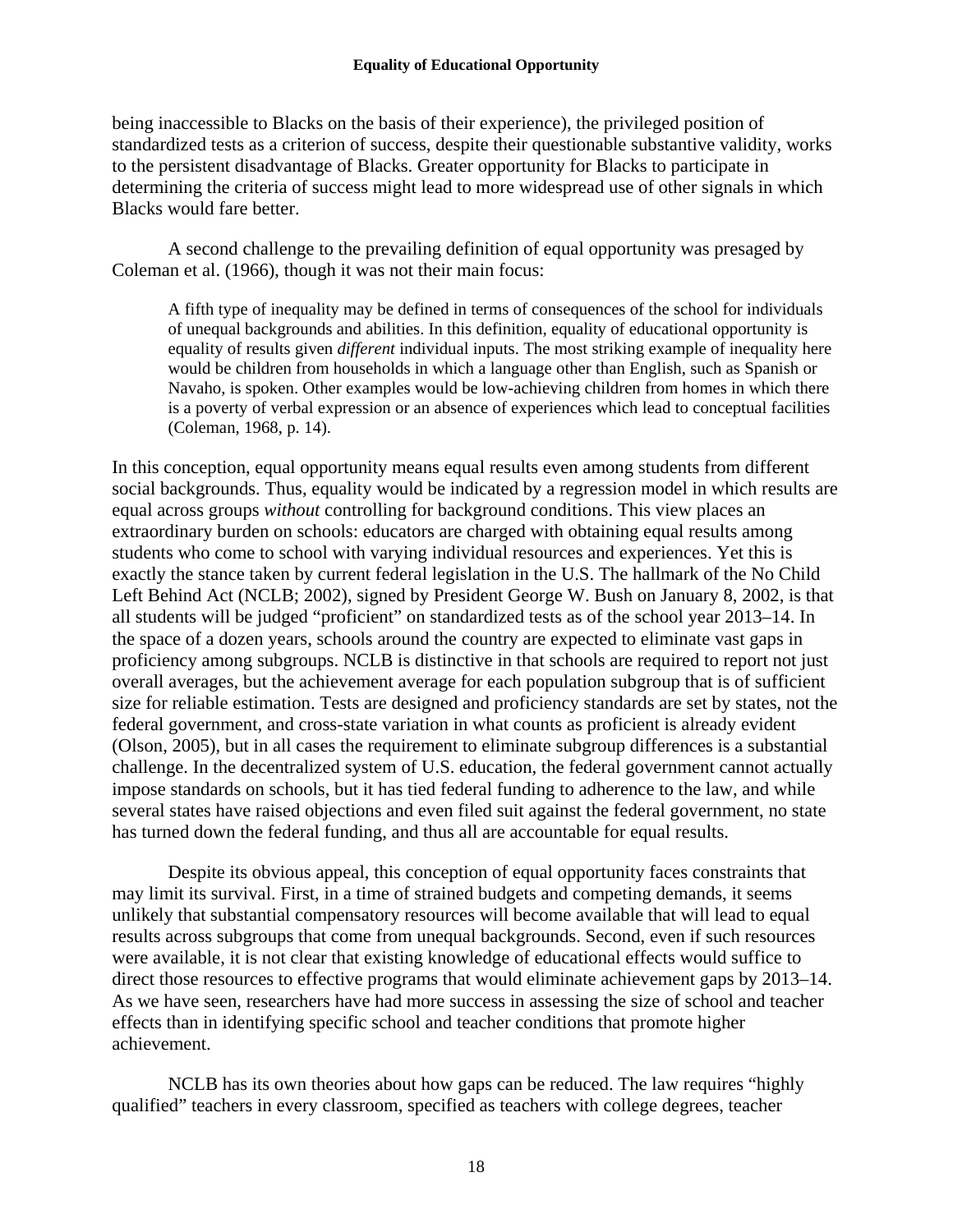being inaccessible to Blacks on the basis of their experience), the privileged position of standardized tests as a criterion of success, despite their questionable substantive validity, works to the persistent disadvantage of Blacks. Greater opportunity for Blacks to participate in determining the criteria of success might lead to more widespread use of other signals in which Blacks would fare better.

A second challenge to the prevailing definition of equal opportunity was presaged by Coleman et al. (1966), though it was not their main focus:

> A fifth type of inequality may be defined in terms of consequences of the school for individuals of unequal backgrounds and abilities. In this definition, equality of educational opportunity is equality of results given *different* individual inputs. The most striking example of inequality here would be children from households in which a language other than English, such as Spanish or Navaho, is spoken. Other examples would be low-achieving children from homes in which there is a poverty of verbal expression or an absence of experiences which lead to conceptual facilities (Coleman, 1968, p. 14).

In this conception, equal opportunity means equal results even among students from different social backgrounds. Thus, equality would be indicated by a regression model in which results are equal across groups *without* controlling for background conditions. This view places an extraordinary burden on schools: educators are charged with obtaining equal results among students who come to school with varying individual resources and experiences. Yet this is exactly the stance taken by current federal legislation in the U.S. The hallmark of the No Child Left Behind Act (NCLB; 2002), signed by President George W. Bush on January 8, 2002, is that all students will be judged "proficient" on standardized tests as of the school year 2013–14. In the space of a dozen years, schools around the country are expected to eliminate vast gaps in proficiency among subgroups. NCLB is distinctive in that schools are required to report not just overall averages, but the achievement average for each population subgroup that is of sufficient size for reliable estimation. Tests are designed and proficiency standards are set by states, not the federal government, and cross-state variation in what counts as proficient is already evident (Olson, 2005), but in all cases the requirement to eliminate subgroup differences is a substantial challenge. In the decentralized system of U.S. education, the federal government cannot actually impose standards on schools, but it has tied federal funding to adherence to the law, and while several states have raised objections and even filed suit against the federal government, no state has turned down the federal funding, and thus all are accountable for equal results.

Despite its obvious appeal, this conception of equal opportunity faces constraints that may limit its survival. First, in a time of strained budgets and competing demands, it seems unlikely that substantial compensatory resources will become available that will lead to equal results across subgroups that come from unequal backgrounds. Second, even if such resources were available, it is not clear that existing knowledge of educational effects would suffice to direct those resources to effective programs that would eliminate achievement gaps by 2013–14. As we have seen, researchers have had more success in assessing the size of school and teacher effects than in identifying specific school and teacher conditions that promote higher achievement.

NCLB has its own theories about how gaps can be reduced. The law requires "highly qualified" teachers in every classroom, specified as teachers with college degrees, teacher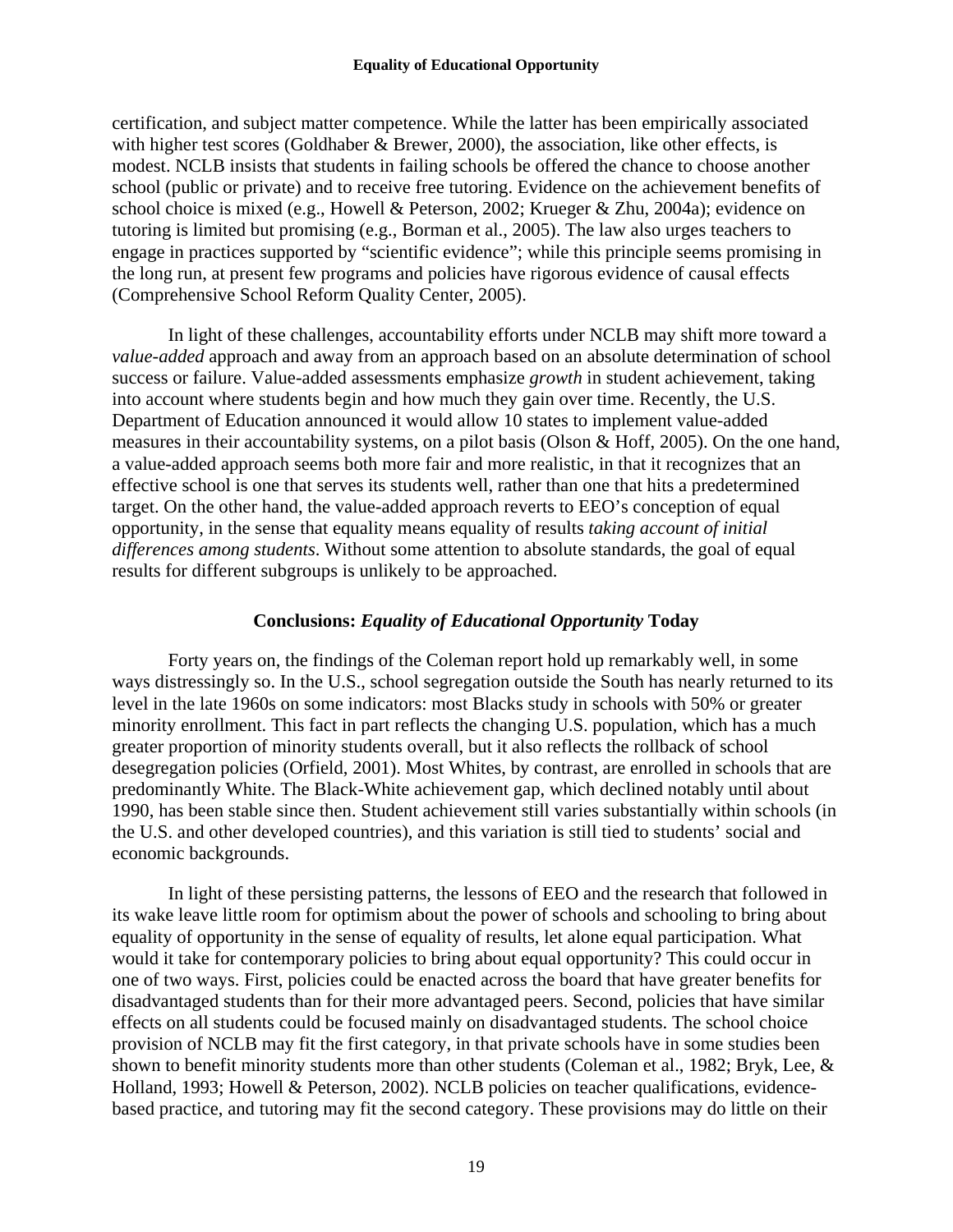certification, and subject matter competence. While the latter has been empirically associated with higher test scores (Goldhaber & Brewer, 2000), the association, like other effects, is modest. NCLB insists that students in failing schools be offered the chance to choose another school (public or private) and to receive free tutoring. Evidence on the achievement benefits of school choice is mixed (e.g., Howell & Peterson, 2002; Krueger & Zhu, 2004a); evidence on tutoring is limited but promising (e.g., Borman et al., 2005). The law also urges teachers to engage in practices supported by "scientific evidence"; while this principle seems promising in the long run, at present few programs and policies have rigorous evidence of causal effects (Comprehensive School Reform Quality Center, 2005).

In light of these challenges, accountability efforts under NCLB may shift more toward a *value-added* approach and away from an approach based on an absolute determination of school success or failure. Value-added assessments emphasize *growth* in student achievement, taking into account where students begin and how much they gain over time. Recently, the U.S. Department of Education announced it would allow 10 states to implement value-added measures in their accountability systems, on a pilot basis (Olson & Hoff, 2005). On the one hand, a value-added approach seems both more fair and more realistic, in that it recognizes that an effective school is one that serves its students well, rather than one that hits a predetermined target. On the other hand, the value-added approach reverts to EEO's conception of equal opportunity, in the sense that equality means equality of results *taking account of initial differences among students*. Without some attention to absolute standards, the goal of equal results for different subgroups is unlikely to be approached.

## Conclusions: *Equality of Educational Opportunity* Today

Forty years on, the findings of the Coleman report hold up remarkably well, in some ways distressingly so. In the U.S., school segregation outside the South has nearly returned to its level in the late 1960s on some indicators: most Blacks study in schools with 50% or greater minority enrollment. This fact in part reflects the changing U.S. population, which has a much greater proportion of minority students overall, but it also reflects the rollback of school desegregation policies (Orfield, 2001). Most Whites, by contrast, are enrolled in schools that are predominantly White. The Black-White achievement gap, which declined notably until about 1990, has been stable since then. Student achievement still varies substantially within schools (in the U.S. and other developed countries), and this variation is still tied to students' social and economic backgrounds.

In light of these persisting patterns, the lessons of EEO and the research that followed in its wake leave little room for optimism about the power of schools and schooling to bring about equality of opportunity in the sense of equality of results, let alone equal participation. What would it take for contemporary policies to bring about equal opportunity? This could occur in one of two ways. First, policies could be enacted across the board that have greater benefits for disadvantaged students than for their more advantaged peers. Second, policies that have similar effects on all students could be focused mainly on disadvantaged students. The school choice provision of NCLB may fit the first category, in that private schools have in some studies been shown to benefit minority students more than other students (Coleman et al., 1982; Bryk, Lee, & Holland, 1993; Howell & Peterson, 2002). NCLB policies on teacher qualifications, evidence-based practice, and tutoring may fit the second category. These provisions may do little on their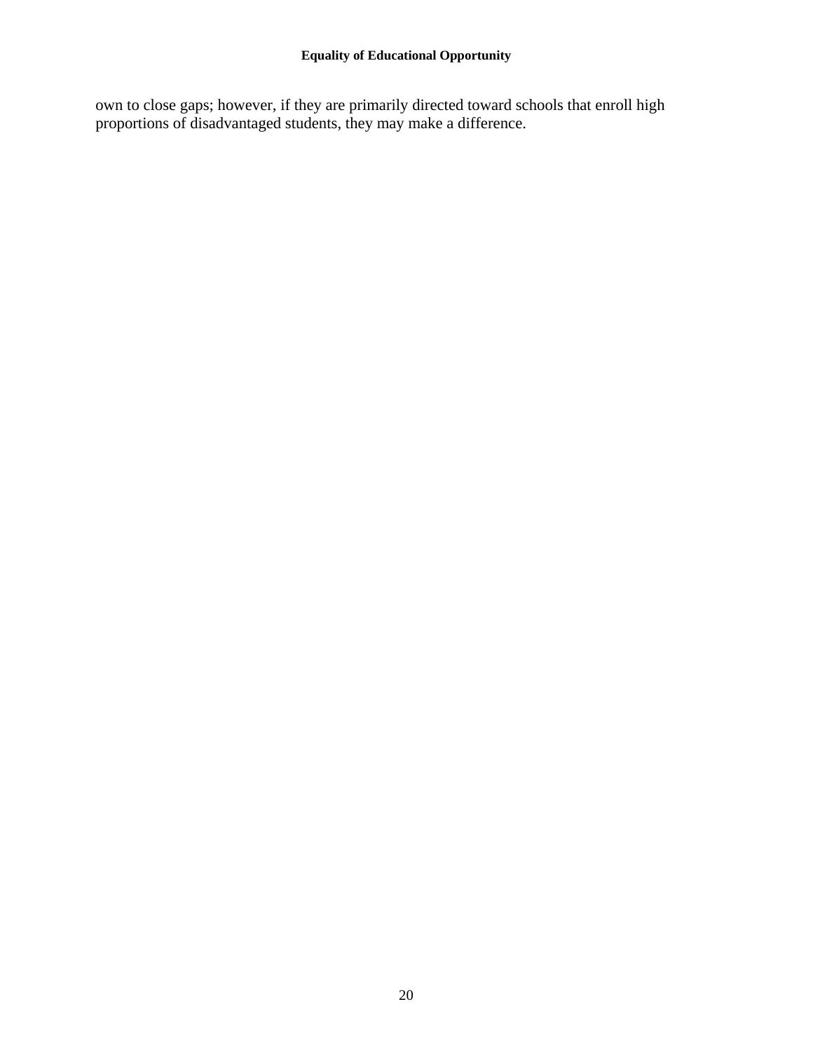own to close gaps; however, if they are primarily directed toward schools that enroll high proportions of disadvantaged students, they may make a difference.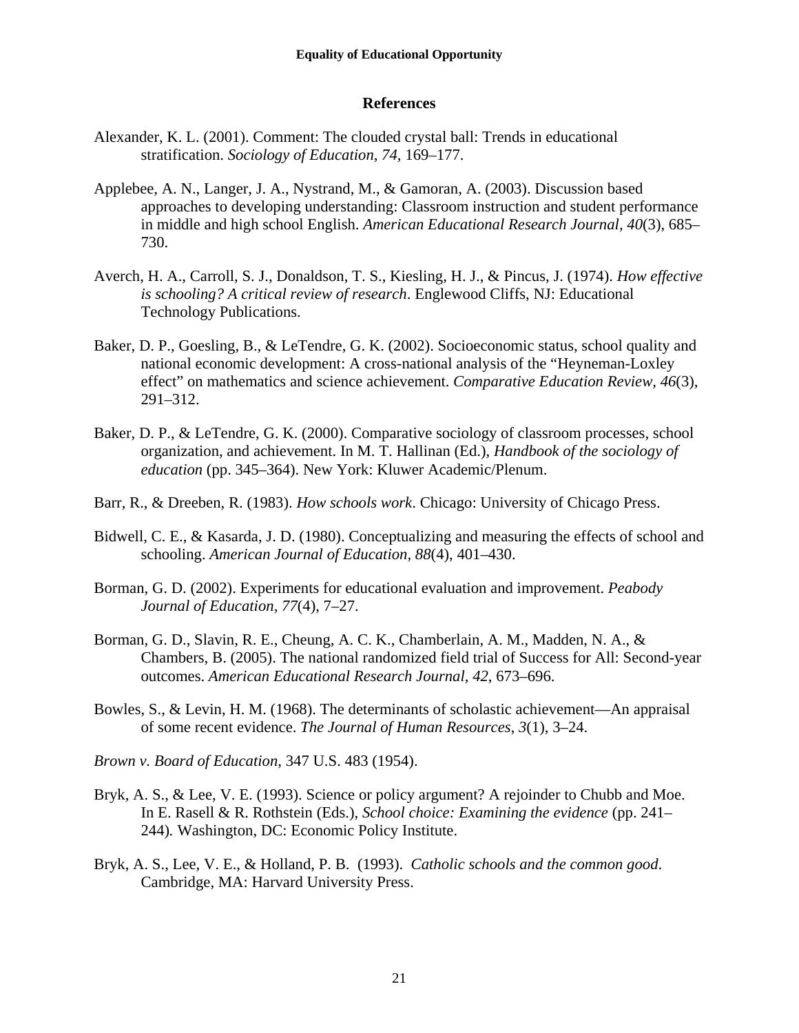# References

Alexander, K. L. (2001). Comment: The clouded crystal ball: Trends in educational stratification. *Sociology of Education*, *74*, 169–177.

Applebee, A. N., Langer, J. A., Nystrand, M., & Gamoran, A. (2003). Discussion based approaches to developing understanding: Classroom instruction and student performance in middle and high school English. *American Educational Research Journal*, *40*(3), 685–730.

Averch, H. A., Carroll, S. J., Donaldson, T. S., Kiesling, H. J., & Pincus, J. (1974). *How effective is schooling? A critical review of research*. Englewood Cliffs, NJ: Educational Technology Publications.

Baker, D. P., Goesling, B., & LeTendre, G. K. (2002). Socioeconomic status, school quality and national economic development: A cross-national analysis of the "Heyneman-Loxley effect" on mathematics and science achievement. *Comparative Education Review*, *46*(3), 291–312.

Baker, D. P., & LeTendre, G. K. (2000). Comparative sociology of classroom processes, school organization, and achievement. In M. T. Hallinan (Ed.), *Handbook of the sociology of education* (pp. 345–364). New York: Kluwer Academic/Plenum.

Barr, R., & Dreeben, R. (1983). *How schools work*. Chicago: University of Chicago Press.

Bidwell, C. E., & Kasarda, J. D. (1980). Conceptualizing and measuring the effects of school and schooling. *American Journal of Education*, *88*(4), 401–430.

Borman, G. D. (2002). Experiments for educational evaluation and improvement. *Peabody Journal of Education*, *77*(4), 7–27.

Borman, G. D., Slavin, R. E., Cheung, A. C. K., Chamberlain, A. M., Madden, N. A., & Chambers, B. (2005). The national randomized field trial of Success for All: Second-year outcomes. *American Educational Research Journal*, *42*, 673–696.

Bowles, S., & Levin, H. M. (1968). The determinants of scholastic achievement—An appraisal of some recent evidence. *The Journal of Human Resources*, *3*(1), 3–24.

*Brown v. Board of Education*, 347 U.S. 483 (1954).

Bryk, A. S., & Lee, V. E. (1993). Science or policy argument? A rejoinder to Chubb and Moe. In E. Rasell & R. Rothstein (Eds.), *School choice: Examining the evidence* (pp. 241–244). Washington, DC: Economic Policy Institute.

Bryk, A. S., Lee, V. E., & Holland, P. B. (1993). *Catholic schools and the common good*. Cambridge, MA: Harvard University Press.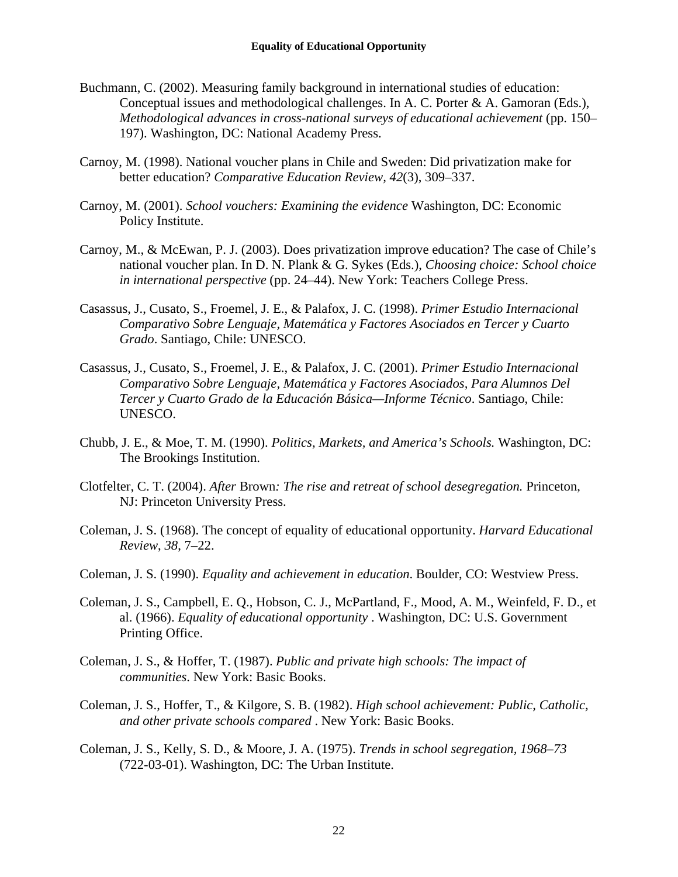Buchmann, C. (2002). Measuring family background in international studies of education: Conceptual issues and methodological challenges. In A. C. Porter & A. Gamoran (Eds.), *Methodological advances in cross-national surveys of educational achievement* (pp. 150–197). Washington, DC: National Academy Press.

Carnoy, M. (1998). National voucher plans in Chile and Sweden: Did privatization make for better education? *Comparative Education Review, 42*(3), 309–337.

Carnoy, M. (2001). *School vouchers: Examining the evidence* Washington, DC: Economic Policy Institute.

Carnoy, M., & McEwan, P. J. (2003). Does privatization improve education? The case of Chile's national voucher plan. In D. N. Plank & G. Sykes (Eds.), *Choosing choice: School choice in international perspective* (pp. 24–44). New York: Teachers College Press.

Casassus, J., Cusato, S., Froemel, J. E., & Palafox, J. C. (1998). *Primer Estudio Internacional Comparativo Sobre Lenguaje, Matemática y Factores Asociados en Tercer y Cuarto Grado*. Santiago, Chile: UNESCO.

Casassus, J., Cusato, S., Froemel, J. E., & Palafox, J. C. (2001). *Primer Estudio Internacional Comparativo Sobre Lenguaje, Matemática y Factores Asociados, Para Alumnos Del Tercer y Cuarto Grado de la Educación Básica—Informe Técnico*. Santiago, Chile: UNESCO.

Chubb, J. E., & Moe, T. M. (1990). *Politics, Markets, and America's Schools.* Washington, DC: The Brookings Institution.

Clotfelter, C. T. (2004). *After* Brown*: The rise and retreat of school desegregation.* Princeton, NJ: Princeton University Press.

Coleman, J. S. (1968). The concept of equality of educational opportunity. *Harvard Educational Review*, *38*, 7–22.

Coleman, J. S. (1990). *Equality and achievement in education*. Boulder, CO: Westview Press.

Coleman, J. S., Campbell, E. Q., Hobson, C. J., McPartland, F., Mood, A. M., Weinfeld, F. D., et al. (1966). *Equality of educational opportunity* . Washington, DC: U.S. Government Printing Office.

Coleman, J. S., & Hoffer, T. (1987). *Public and private high schools: The impact of communities*. New York: Basic Books.

Coleman, J. S., Hoffer, T., & Kilgore, S. B. (1982). *High school achievement: Public, Catholic, and other private schools compared* . New York: Basic Books.

Coleman, J. S., Kelly, S. D., & Moore, J. A. (1975). *Trends in school segregation, 1968–73* (722-03-01). Washington, DC: The Urban Institute.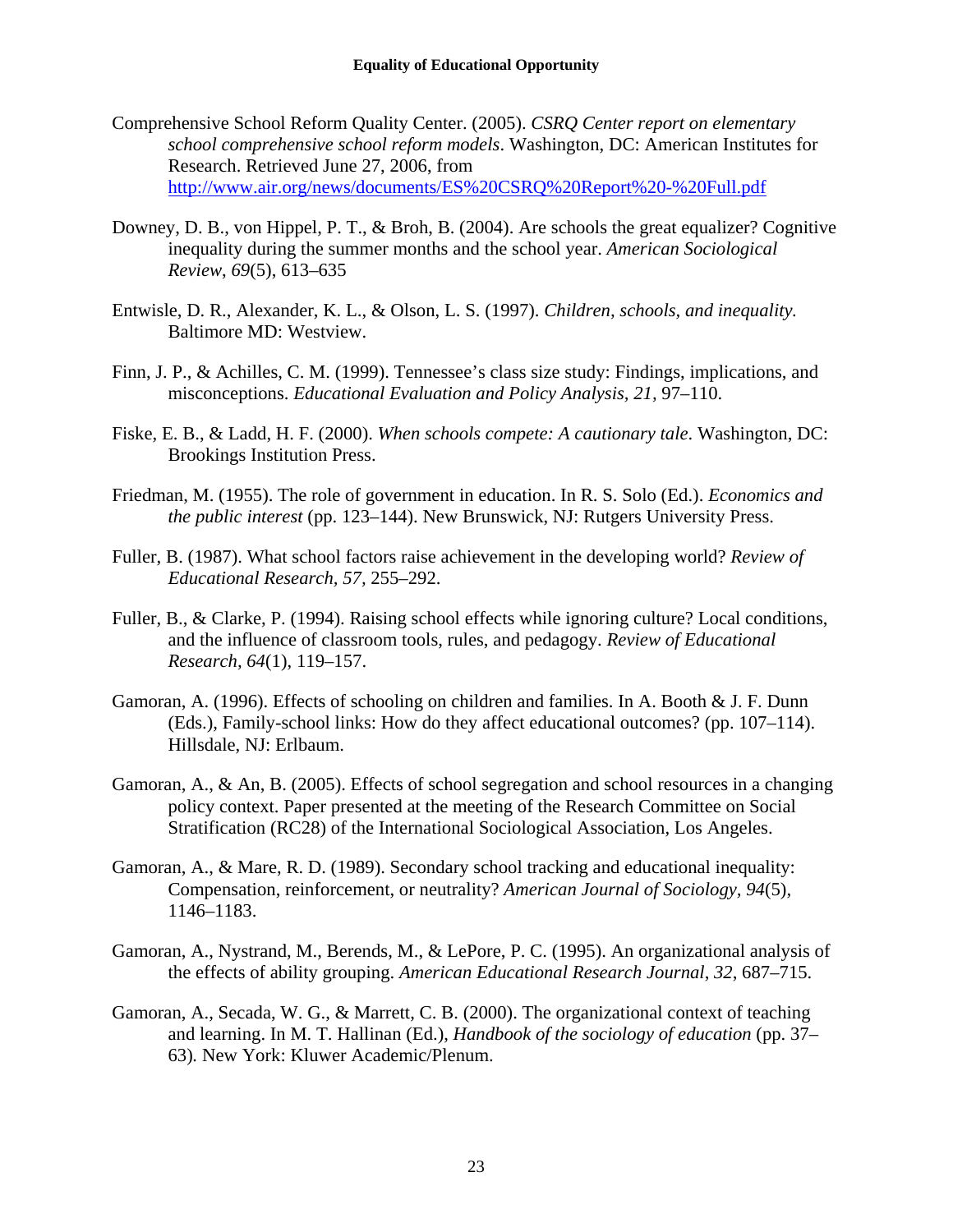Comprehensive School Reform Quality Center. (2005). *CSRQ Center report on elementary school comprehensive school reform models*. Washington, DC: American Institutes for Research. Retrieved June 27, 2006, from http://www.air.org/news/documents/ES%20CSRQ%20Report%20-%20Full.pdf

Downey, D. B., von Hippel, P. T., & Broh, B. (2004). Are schools the great equalizer? Cognitive inequality during the summer months and the school year. *American Sociological Review*, *69*(5), 613–635

Entwisle, D. R., Alexander, K. L., & Olson, L. S. (1997). *Children, schools, and inequality.* Baltimore MD: Westview.

Finn, J. P., & Achilles, C. M. (1999). Tennessee's class size study: Findings, implications, and misconceptions. *Educational Evaluation and Policy Analysis, 21,* 97–110.

Fiske, E. B., & Ladd, H. F. (2000). *When schools compete: A cautionary tale*. Washington, DC: Brookings Institution Press.

Friedman, M. (1955). The role of government in education. In R. S. Solo (Ed.). *Economics and the public interest* (pp. 123–144). New Brunswick, NJ: Rutgers University Press.

Fuller, B. (1987). What school factors raise achievement in the developing world? *Review of Educational Research, 57,* 255–292.

Fuller, B., & Clarke, P. (1994). Raising school effects while ignoring culture? Local conditions, and the influence of classroom tools, rules, and pedagogy. *Review of Educational Research, 64*(1), 119–157.

Gamoran, A. (1996). Effects of schooling on children and families. In A. Booth & J. F. Dunn (Eds.), Family-school links: How do they affect educational outcomes? (pp. 107–114). Hillsdale, NJ: Erlbaum.

Gamoran, A., & An, B. (2005). Effects of school segregation and school resources in a changing policy context. Paper presented at the meeting of the Research Committee on Social Stratification (RC28) of the International Sociological Association, Los Angeles.

Gamoran, A., & Mare, R. D. (1989). Secondary school tracking and educational inequality: Compensation, reinforcement, or neutrality? *American Journal of Sociology, 94*(5), 1146–1183.

Gamoran, A., Nystrand, M., Berends, M., & LePore, P. C. (1995). An organizational analysis of the effects of ability grouping. *American Educational Research Journal*, *32*, 687–715.

Gamoran, A., Secada, W. G., & Marrett, C. B. (2000). The organizational context of teaching and learning. In M. T. Hallinan (Ed.), *Handbook of the sociology of education* (pp. 37–63)*.* New York: Kluwer Academic/Plenum.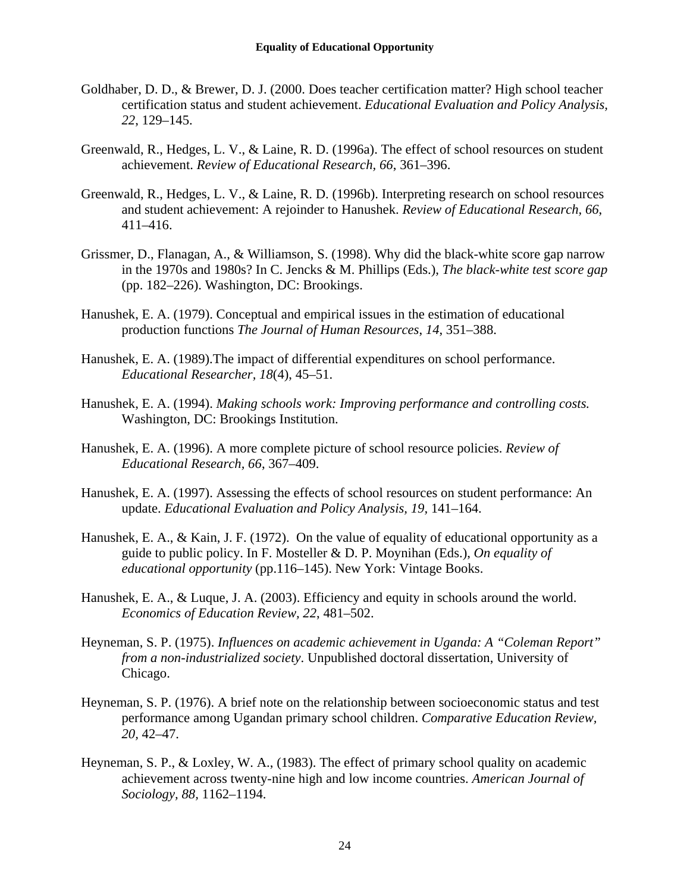Goldhaber, D. D., & Brewer, D. J. (2000. Does teacher certification matter? High school teacher certification status and student achievement. *Educational Evaluation and Policy Analysis, 22*, 129–145.

Greenwald, R., Hedges, L. V., & Laine, R. D. (1996a). The effect of school resources on student achievement. *Review of Educational Research, 66*, 361–396.

Greenwald, R., Hedges, L. V., & Laine, R. D. (1996b). Interpreting research on school resources and student achievement: A rejoinder to Hanushek. *Review of Educational Research, 66*, 411–416.

Grissmer, D., Flanagan, A., & Williamson, S. (1998). Why did the black-white score gap narrow in the 1970s and 1980s? In C. Jencks & M. Phillips (Eds.), *The black-white test score gap* (pp. 182–226). Washington, DC: Brookings.

Hanushek, E. A. (1979). Conceptual and empirical issues in the estimation of educational production functions *The Journal of Human Resources, 14*, 351–388.

Hanushek, E. A. (1989).The impact of differential expenditures on school performance. *Educational Researcher, 18*(4), 45–51.

Hanushek, E. A. (1994). *Making schools work: Improving performance and controlling costs.* Washington, DC: Brookings Institution.

Hanushek, E. A. (1996). A more complete picture of school resource policies. *Review of Educational Research, 66*, 367–409.

Hanushek, E. A. (1997). Assessing the effects of school resources on student performance: An update. *Educational Evaluation and Policy Analysis, 19*, 141–164.

Hanushek, E. A., & Kain, J. F. (1972). On the value of equality of educational opportunity as a guide to public policy. In F. Mosteller & D. P. Moynihan (Eds.), *On equality of educational opportunity* (pp.116–145). New York: Vintage Books.

Hanushek, E. A., & Luque, J. A. (2003). Efficiency and equity in schools around the world. *Economics of Education Review, 22*, 481–502.

Heyneman, S. P. (1975). *Influences on academic achievement in Uganda: A "Coleman Report" from a non-industrialized society*. Unpublished doctoral dissertation, University of Chicago.

Heyneman, S. P. (1976). A brief note on the relationship between socioeconomic status and test performance among Ugandan primary school children. *Comparative Education Review, 20*, 42–47.

Heyneman, S. P., & Loxley, W. A., (1983). The effect of primary school quality on academic achievement across twenty-nine high and low income countries. *American Journal of Sociology, 88*, 1162–1194.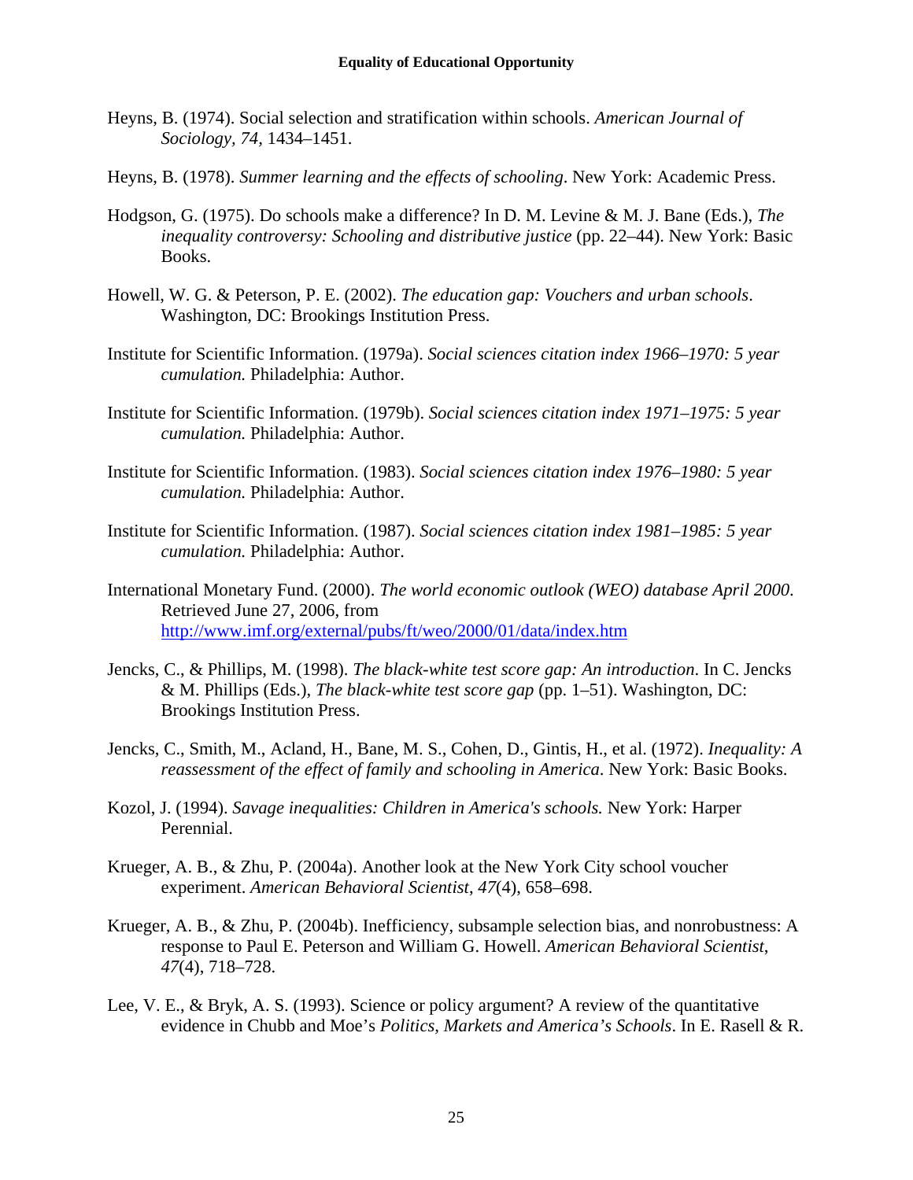Heyns, B. (1974). Social selection and stratification within schools. *American Journal of Sociology*, *74*, 1434–1451.

Heyns, B. (1978). *Summer learning and the effects of schooling*. New York: Academic Press.

Hodgson, G. (1975). Do schools make a difference? In D. M. Levine & M. J. Bane (Eds.), *The inequality controversy: Schooling and distributive justice* (pp. 22–44). New York: Basic Books.

Howell, W. G. & Peterson, P. E. (2002). *The education gap: Vouchers and urban schools*. Washington, DC: Brookings Institution Press.

Institute for Scientific Information. (1979a). *Social sciences citation index 1966–1970: 5 year cumulation.* Philadelphia: Author.

Institute for Scientific Information. (1979b). *Social sciences citation index 1971–1975: 5 year cumulation.* Philadelphia: Author.

Institute for Scientific Information. (1983). *Social sciences citation index 1976–1980: 5 year cumulation.* Philadelphia: Author.

Institute for Scientific Information. (1987). *Social sciences citation index 1981–1985: 5 year cumulation.* Philadelphia: Author.

International Monetary Fund. (2000). *The world economic outlook (WEO) database April 2000*. Retrieved June 27, 2006, from http://www.imf.org/external/pubs/ft/weo/2000/01/data/index.htm

Jencks, C., & Phillips, M. (1998). *The black-white test score gap: An introduction*. In C. Jencks & M. Phillips (Eds.), *The black-white test score gap* (pp. 1–51). Washington, DC: Brookings Institution Press.

Jencks, C., Smith, M., Acland, H., Bane, M. S., Cohen, D., Gintis, H., et al. (1972). *Inequality: A reassessment of the effect of family and schooling in America*. New York: Basic Books.

Kozol, J. (1994). *Savage inequalities: Children in America's schools.* New York: Harper Perennial.

Krueger, A. B., & Zhu, P. (2004a). Another look at the New York City school voucher experiment. *American Behavioral Scientist*, *47*(4), 658–698.

Krueger, A. B., & Zhu, P. (2004b). Inefficiency, subsample selection bias, and nonrobustness: A response to Paul E. Peterson and William G. Howell. *American Behavioral Scientist*, *47*(4), 718–728.

Lee, V. E., & Bryk, A. S. (1993). Science or policy argument? A review of the quantitative evidence in Chubb and Moe's *Politics, Markets and America's Schools*. In E. Rasell & R.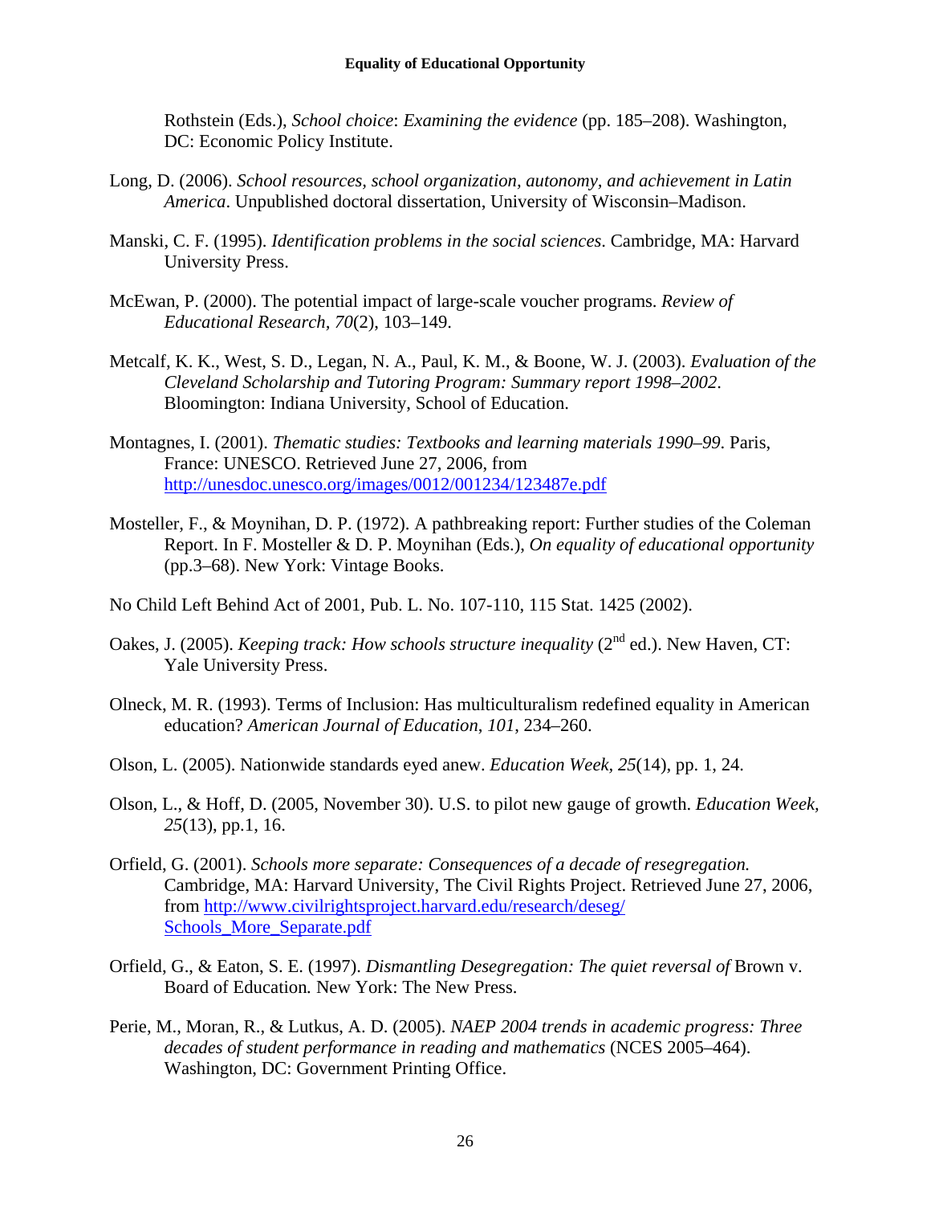Rothstein (Eds.), *School choice*: *Examining the evidence* (pp. 185–208). Washington, DC: Economic Policy Institute.

Long, D. (2006). *School resources, school organization, autonomy, and achievement in Latin America*. Unpublished doctoral dissertation, University of Wisconsin–Madison.

Manski, C. F. (1995). *Identification problems in the social sciences*. Cambridge, MA: Harvard University Press.

McEwan, P. (2000). The potential impact of large-scale voucher programs. *Review of Educational Research, 70*(2), 103–149.

Metcalf, K. K., West, S. D., Legan, N. A., Paul, K. M., & Boone, W. J. (2003). *Evaluation of the Cleveland Scholarship and Tutoring Program: Summary report 1998–2002*. Bloomington: Indiana University, School of Education.

Montagnes, I. (2001). *Thematic studies: Textbooks and learning materials 1990–99*. Paris, France: UNESCO. Retrieved June 27, 2006, from http://unesdoc.unesco.org/images/0012/001234/123487e.pdf

Mosteller, F., & Moynihan, D. P. (1972). A pathbreaking report: Further studies of the Coleman Report. In F. Mosteller & D. P. Moynihan (Eds.), *On equality of educational opportunity* (pp.3–68). New York: Vintage Books.

No Child Left Behind Act of 2001, Pub. L. No. 107-110, 115 Stat. 1425 (2002).

Oakes, J. (2005). *Keeping track: How schools structure inequality* (2nd ed.). New Haven, CT: Yale University Press.

Olneck, M. R. (1993). Terms of Inclusion: Has multiculturalism redefined equality in American education? *American Journal of Education*, *101*, 234–260.

Olson, L. (2005). Nationwide standards eyed anew. *Education Week, 25*(14), pp. 1, 24.

Olson, L., & Hoff, D. (2005, November 30). U.S. to pilot new gauge of growth. *Education Week, 25*(13), pp.1, 16.

Orfield, G. (2001). *Schools more separate: Consequences of a decade of resegregation.* Cambridge, MA: Harvard University, The Civil Rights Project. Retrieved June 27, 2006, from http://www.civilrightsproject.harvard.edu/research/deseg/Schools_More_Separate.pdf

Orfield, G., & Eaton, S. E. (1997). *Dismantling Desegregation: The quiet reversal of* Brown v. Board of Education*.* New York: The New Press.

Perie, M., Moran, R., & Lutkus, A. D. (2005). *NAEP 2004 trends in academic progress: Three decades of student performance in reading and mathematics* (NCES 2005–464). Washington, DC: Government Printing Office.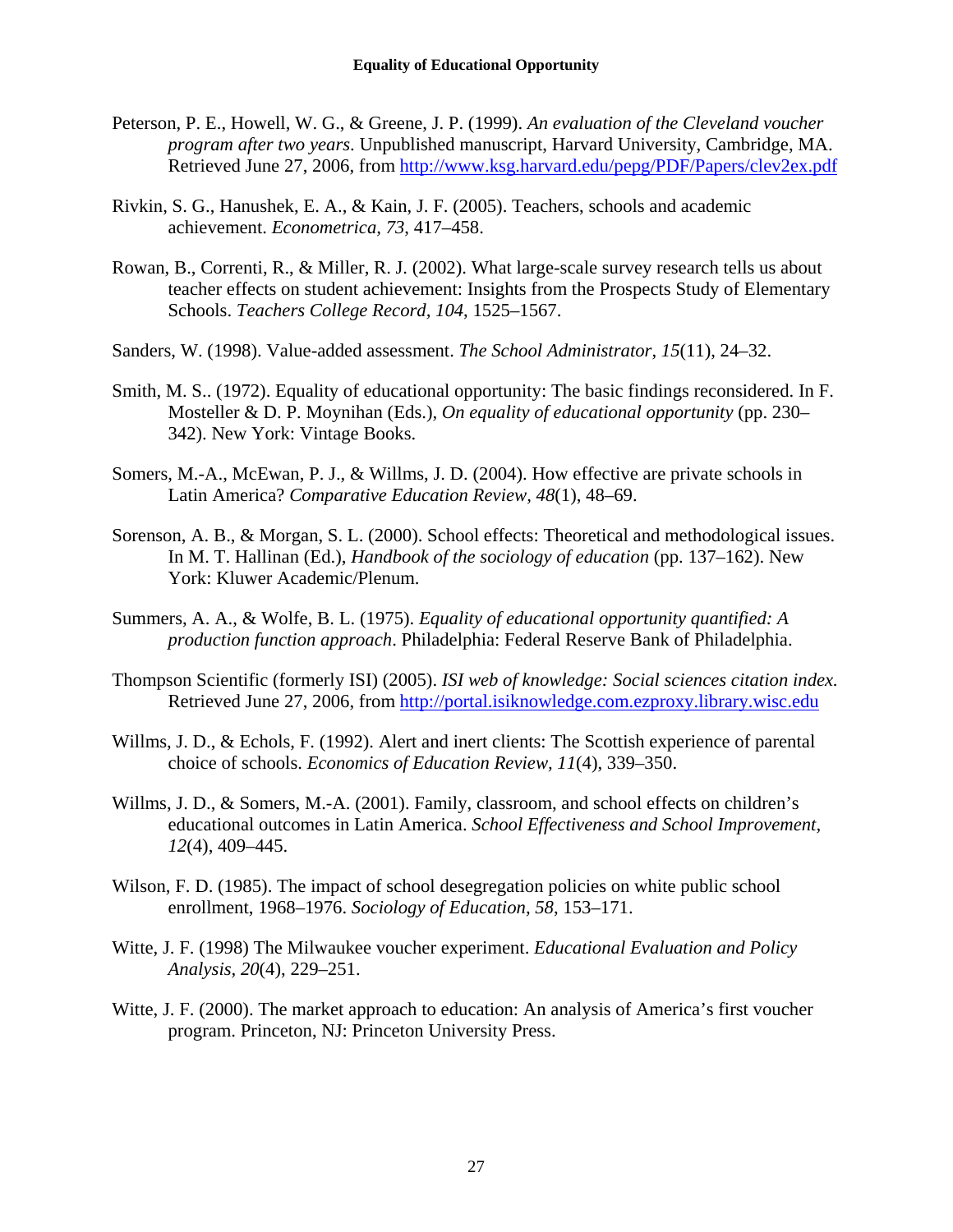Peterson, P. E., Howell, W. G., & Greene, J. P. (1999). *An evaluation of the Cleveland voucher program after two years*. Unpublished manuscript, Harvard University, Cambridge, MA. Retrieved June 27, 2006, from http://www.ksg.harvard.edu/pepg/PDF/Papers/clev2ex.pdf

Rivkin, S. G., Hanushek, E. A., & Kain, J. F. (2005). Teachers, schools and academic achievement. *Econometrica, 73*, 417–458.

Rowan, B., Correnti, R., & Miller, R. J. (2002). What large-scale survey research tells us about teacher effects on student achievement: Insights from the Prospects Study of Elementary Schools. *Teachers College Record, 104*, 1525–1567.

Sanders, W. (1998). Value-added assessment. *The School Administrator, 15*(11), 24–32.

Smith, M. S.. (1972). Equality of educational opportunity: The basic findings reconsidered. In F. Mosteller & D. P. Moynihan (Eds.), *On equality of educational opportunity* (pp. 230–342). New York: Vintage Books.

Somers, M.-A., McEwan, P. J., & Willms, J. D. (2004). How effective are private schools in Latin America? *Comparative Education Review, 48*(1), 48–69.

Sorenson, A. B., & Morgan, S. L. (2000). School effects: Theoretical and methodological issues. In M. T. Hallinan (Ed.), *Handbook of the sociology of education* (pp. 137–162). New York: Kluwer Academic/Plenum.

Summers, A. A., & Wolfe, B. L. (1975). *Equality of educational opportunity quantified: A production function approach*. Philadelphia: Federal Reserve Bank of Philadelphia.

Thompson Scientific (formerly ISI) (2005). *ISI web of knowledge: Social sciences citation index.* Retrieved June 27, 2006, from http://portal.isiknowledge.com.ezproxy.library.wisc.edu

Willms, J. D., & Echols, F. (1992). Alert and inert clients: The Scottish experience of parental choice of schools. *Economics of Education Review, 11*(4), 339–350.

Willms, J. D., & Somers, M.-A. (2001). Family, classroom, and school effects on children's educational outcomes in Latin America. *School Effectiveness and School Improvement, 12*(4), 409–445.

Wilson, F. D. (1985). The impact of school desegregation policies on white public school enrollment, 1968–1976. *Sociology of Education, 58*, 153–171.

Witte, J. F. (1998) The Milwaukee voucher experiment. *Educational Evaluation and Policy Analysis, 20*(4), 229–251.

Witte, J. F. (2000). The market approach to education: An analysis of America's first voucher program. Princeton, NJ: Princeton University Press.